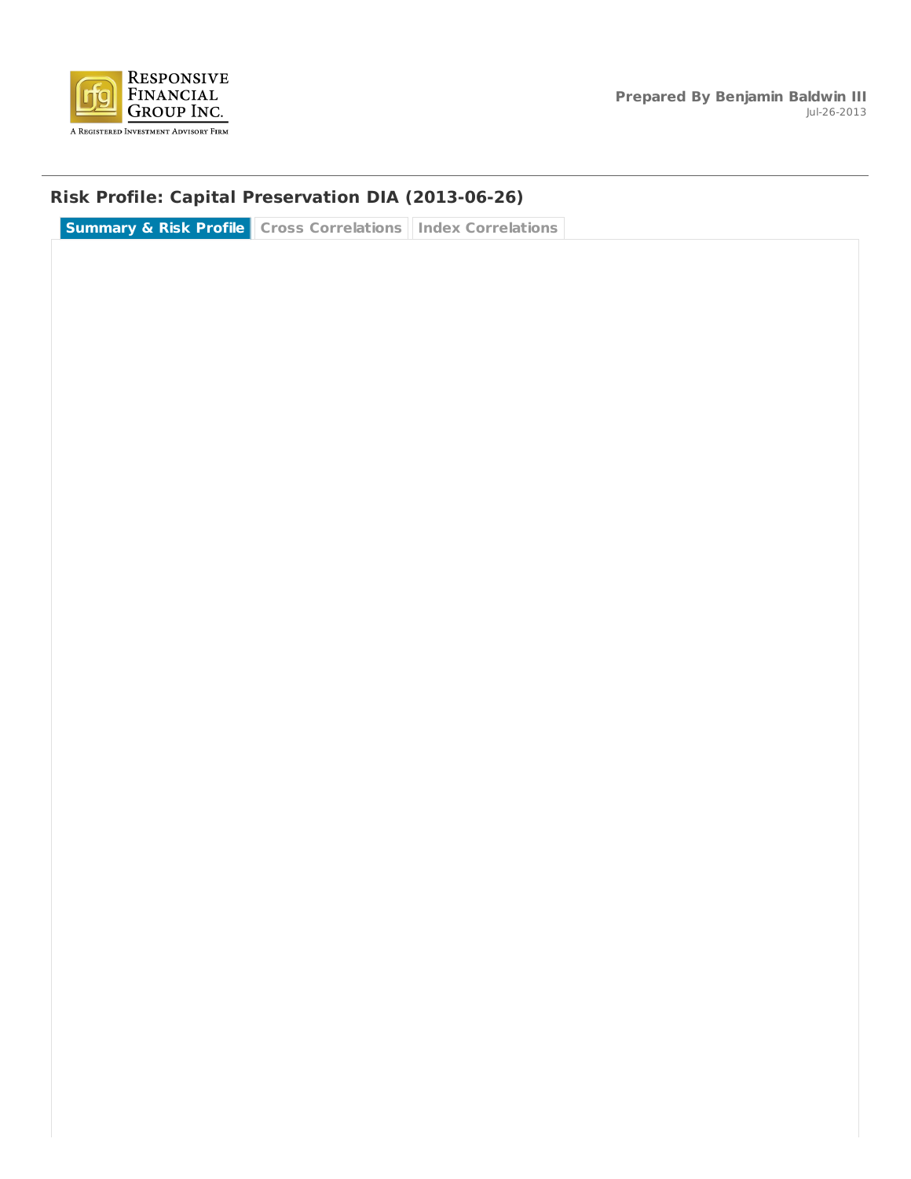RESPONSIVE FINANCIAL GROUP INC.

A REGISTERED INVESTMENT ADVISORY FIRM

**Prepared By Benjamin Baldwin III**

Jul-26-2013

## Risk Profile: Capital Preservation DIA (2013-06-26)

**Summary & Risk Profile** | Cross Correlations | Index Correlations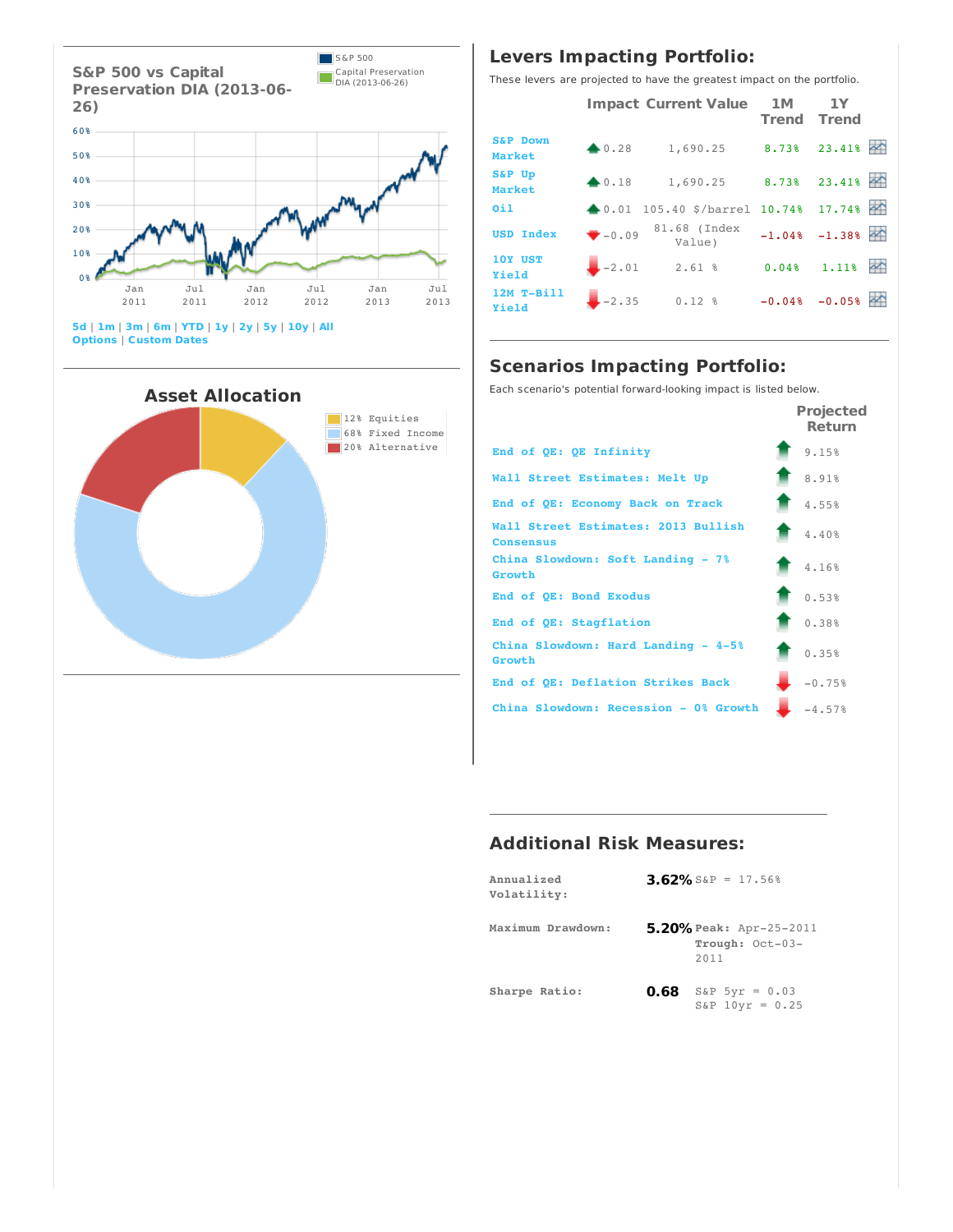## S&P 500 vs Capital Preservation DIA (2013-06-26)

S&P 500
Capital Preservation DIA (2013-06-26)

5d | 1m | 3m | 6m | YTD | 1y | 2y | 5y | 10y | All
Options | Custom Dates

## Asset Allocation

12% Equities
68% Fixed Income
20% Alternative

## Levers Impacting Portfolio:

These levers are projected to have the greatest impact on the portfolio.

| | Impact | Current Value | 1M Trend | 1Y Trend |
|---|---|---|---|---|
| S&P Down Market | 0.28 | 1,690.25 | 8.73% | 23.41% |
| S&P Up Market | 0.18 | 1,690.25 | 8.73% | 23.41% |
| Oil | 0.01 | 105.40 $/barrel | 10.74% | 17.74% |
| USD Index | -0.09 | 81.68 (Index Value) | -1.04% | -1.38% |
| 10Y UST Yield | -2.01 | 2.61 % | 0.04% | 1.11% |
| 12M T-Bill Yield | -2.35 | 0.12 % | -0.04% | -0.05% |

## Scenarios Impacting Portfolio:

Each scenario's potential forward-looking impact is listed below.

| | Projected Return |
|---|---|
| End of QE: QE Infinity | 9.15% |
| Wall Street Estimates: Melt Up | 8.91% |
| End of QE: Economy Back on Track | 4.55% |
| Wall Street Estimates: 2013 Bullish Consensus | 4.40% |
| China Slowdown: Soft Landing - 7% Growth | 4.16% |
| End of QE: Bond Exodus | 0.53% |
| End of QE: Stagflation | 0.38% |
| China Slowdown: Hard Landing - 4-5% Growth | 0.35% |
| End of QE: Deflation Strikes Back | -0.75% |
| China Slowdown: Recession - 0% Growth | -4.57% |

## Additional Risk Measures:

| | | |
|---|---|---|
| Annualized Volatility: | **3.62%** | S&P = 17.56% |
| Maximum Drawdown: | **5.20%** | **Peak:** Apr-25-2011 **Trough:** Oct-03-2011 |
| Sharpe Ratio: | **0.68** | S&P 5yr = 0.03 S&P 10yr = 0.25 |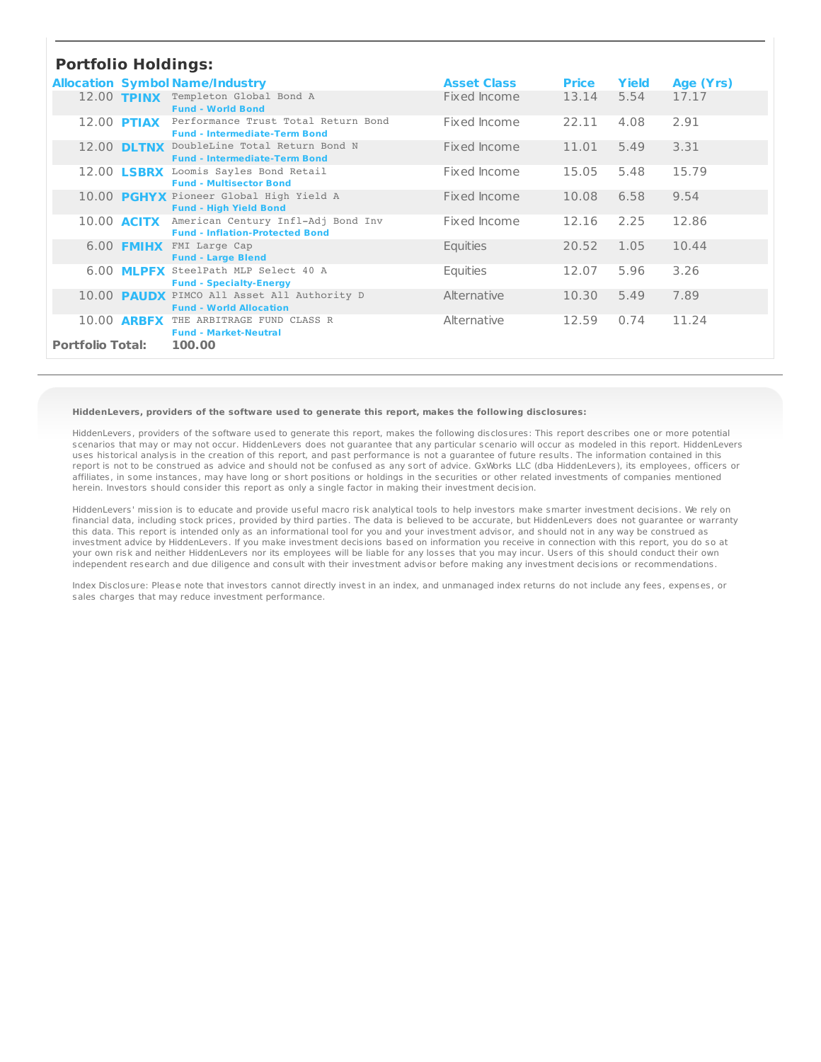## Portfolio Holdings:

| Allocation | Symbol | Name/Industry | Asset Class | Price | Yield | Age (Yrs) |
|---|---|---|---|---|---|---|
| 12.00 | TPINX | Templeton Global Bond A<br>Fund - World Bond | Fixed Income | 13.14 | 5.54 | 17.17 |
| 12.00 | PTIAX | Performance Trust Total Return Bond<br>Fund - Intermediate-Term Bond | Fixed Income | 22.11 | 4.08 | 2.91 |
| 12.00 | DLTNX | DoubleLine Total Return Bond N<br>Fund - Intermediate-Term Bond | Fixed Income | 11.01 | 5.49 | 3.31 |
| 12.00 | LSBRX | Loomis Sayles Bond Retail<br>Fund - Multisector Bond | Fixed Income | 15.05 | 5.48 | 15.79 |
| 10.00 | PGHYX | Pioneer Global High Yield A<br>Fund - High Yield Bond | Fixed Income | 10.08 | 6.58 | 9.54 |
| 10.00 | ACITX | American Century Infl-Adj Bond Inv<br>Fund - Inflation-Protected Bond | Fixed Income | 12.16 | 2.25 | 12.86 |
| 6.00 | FMIHX | FMI Large Cap<br>Fund - Large Blend | Equities | 20.52 | 1.05 | 10.44 |
| 6.00 | MLPFX | SteelPath MLP Select 40 A<br>Fund - Specialty-Energy | Equities | 12.07 | 5.96 | 3.26 |
| 10.00 | PAUDX | PIMCO All Asset All Authority D<br>Fund - World Allocation | Alternative | 10.30 | 5.49 | 7.89 |
| 10.00 | ARBFX | THE ARBITRAGE FUND CLASS R<br>Fund - Market-Neutral | Alternative | 12.59 | 0.74 | 11.24 |
| **Portfolio Total:** | | **100.00** | | | | |

**HiddenLevers, providers of the software used to generate this report, makes the following disclosures:**

HiddenLevers, providers of the software used to generate this report, makes the following disclosures: This report describes one or more potential scenarios that may or may not occur. HiddenLevers does not guarantee that any particular scenario will occur as modeled in this report. HiddenLevers uses historical analysis in the creation of this report, and past performance is not a guarantee of future results. The information contained in this report is not to be construed as advice and should not be confused as any sort of advice. GxWorks LLC (dba HiddenLevers), its employees, officers or affiliates, in some instances, may have long or short positions or holdings in the securities or other related investments of companies mentioned herein. Investors should consider this report as only a single factor in making their investment decision.

HiddenLevers' mission is to educate and provide useful macro risk analytical tools to help investors make smarter investment decisions. We rely on financial data, including stock prices, provided by third parties. The data is believed to be accurate, but HiddenLevers does not guarantee or warranty this data. This report is intended only as an informational tool for you and your investment advisor, and should not in any way be construed as investment advice by HiddenLevers. If you make investment decisions based on information you receive in connection with this report, you do so at your own risk and neither HiddenLevers nor its employees will be liable for any losses that you may incur. Users of this should conduct their own independent research and due diligence and consult with their investment advisor before making any investment decisions or recommendations.

Index Disclosure: Please note that investors cannot directly invest in an index, and unmanaged index returns do not include any fees, expenses, or sales charges that may reduce investment performance.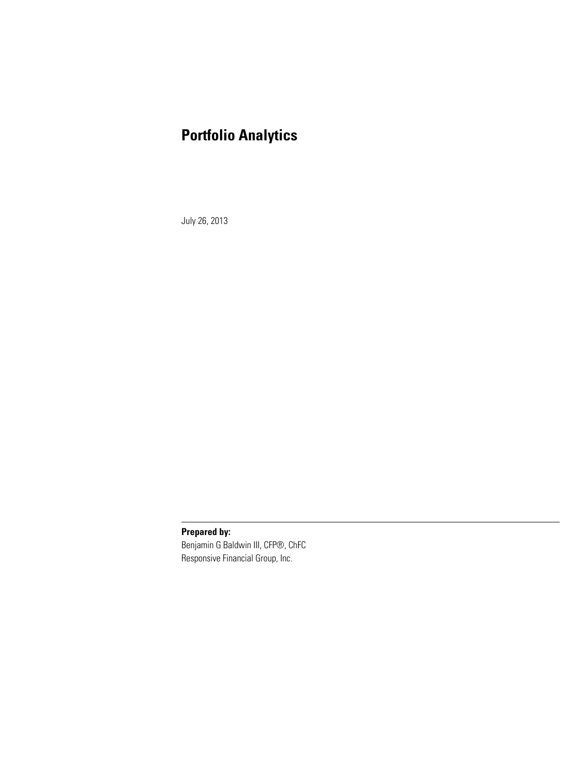# Portfolio Analytics

July 26, 2013

---

**Prepared by:**
Benjamin G Baldwin III, CFP®, ChFC
Responsive Financial Group, Inc.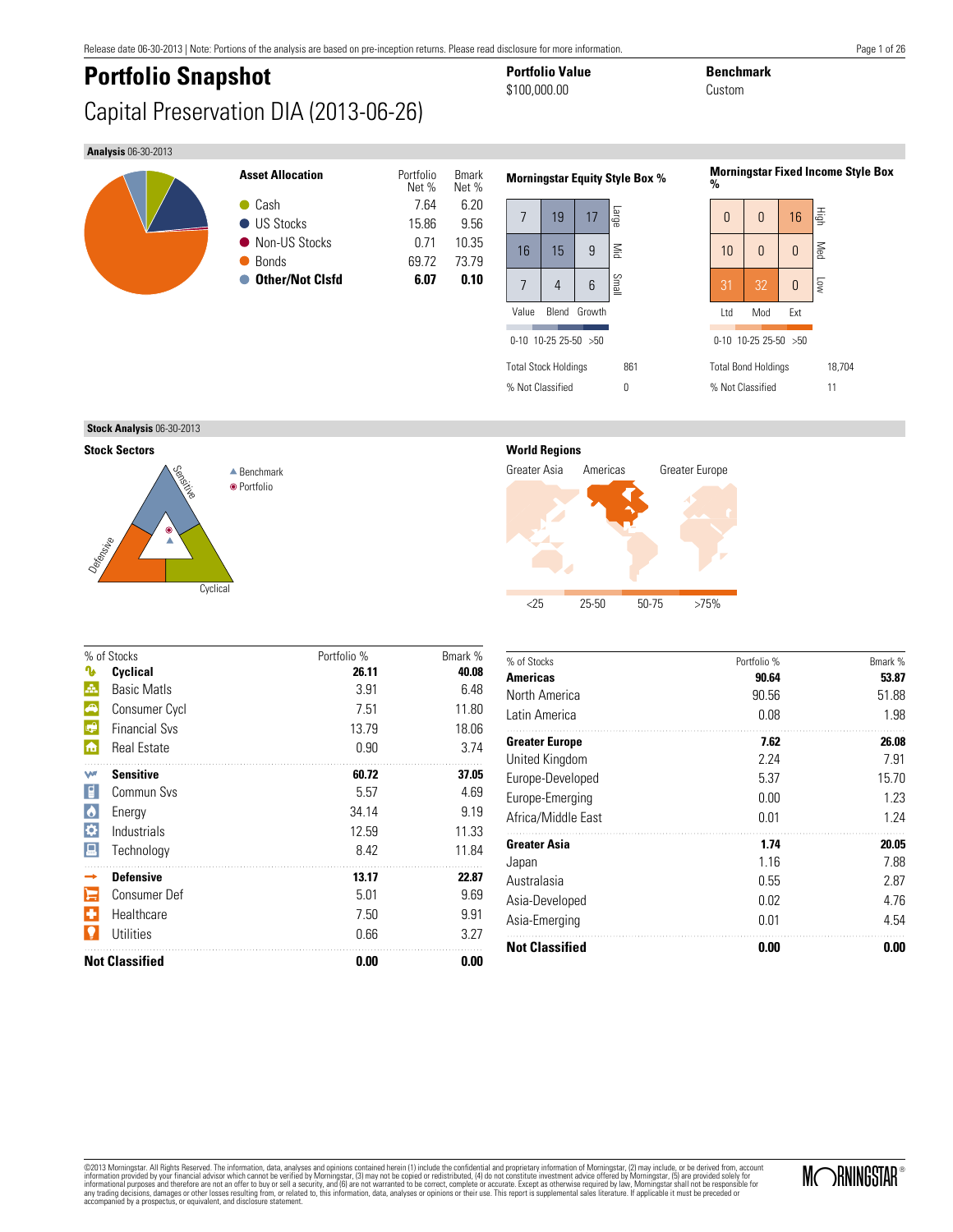Release date 06-30-2013 | Note: Portions of the analysis are based on pre-inception returns. Please read disclosure for more information.

# Portfolio Snapshot

## Capital Preservation DIA (2013-06-26)

**Portfolio Value**
$100,000.00

**Benchmark**
Custom

**Analysis** 06-30-2013

| Asset Allocation | Portfolio Net % | Bmark Net % |
|---|---|---|
| Cash | 7.64 | 6.20 |
| US Stocks | 15.86 | 9.56 |
| Non-US Stocks | 0.71 | 10.35 |
| Bonds | 69.72 | 73.79 |
| **Other/Not Clsfd** | **6.07** | **0.10** |

**Morningstar Equity Style Box %**

| | Value | Blend | Growth |
|---|---|---|---|
| Large | 7 | 19 | 17 |
| Mid | 16 | 15 | 9 |
| Small | 7 | 4 | 6 |

0-10 10-25 25-50 >50

| | |
|---|---|
| Total Stock Holdings | 861 |
| % Not Classified | 0 |

**Morningstar Fixed Income Style Box %**

| | Ltd | Mod | Ext |
|---|---|---|---|
| High | 0 | 0 | 16 |
| Med | 10 | 0 | 0 |
| Low | 31 | 32 | 0 |

0-10 10-25 25-50 >50

| | |
|---|---|
| Total Bond Holdings | 18,704 |
| % Not Classified | 11 |

**Stock Analysis** 06-30-2013

### Stock Sectors

▲ Benchmark
◉ Portfolio

Sensitive, Defensive, Cyclical

| % of Stocks | Portfolio % | Bmark % |
|---|---|---|
| **Cyclical** | **26.11** | **40.08** |
| Basic Matls | 3.91 | 6.48 |
| Consumer Cycl | 7.51 | 11.80 |
| Financial Svs | 13.79 | 18.06 |
| Real Estate | 0.90 | 3.74 |
| **Sensitive** | **60.72** | **37.05** |
| Commun Svs | 5.57 | 4.69 |
| Energy | 34.14 | 9.19 |
| Industrials | 12.59 | 11.33 |
| Technology | 8.42 | 11.84 |
| **Defensive** | **13.17** | **22.87** |
| Consumer Def | 5.01 | 9.69 |
| Healthcare | 7.50 | 9.91 |
| Utilities | 0.66 | 3.27 |
| **Not Classified** | **0.00** | **0.00** |

### World Regions

Greater Asia, Americas, Greater Europe

<25 25-50 50-75 >75%

| % of Stocks | Portfolio % | Bmark % |
|---|---|---|
| **Americas** | **90.64** | **53.87** |
| North America | 90.56 | 51.88 |
| Latin America | 0.08 | 1.98 |
| **Greater Europe** | **7.62** | **26.08** |
| United Kingdom | 2.24 | 7.91 |
| Europe-Developed | 5.37 | 15.70 |
| Europe-Emerging | 0.00 | 1.23 |
| Africa/Middle East | 0.01 | 1.24 |
| **Greater Asia** | **1.74** | **20.05** |
| Japan | 1.16 | 7.88 |
| Australasia | 0.55 | 2.87 |
| Asia-Developed | 0.02 | 4.76 |
| Asia-Emerging | 0.01 | 4.54 |
| **Not Classified** | **0.00** | **0.00** |

©2013 Morningstar. All Rights Reserved. The information, data, analyses and opinions contained herein (1) include the confidential and proprietary information of Morningstar, (2) may include, or be derived from, account information provided by your financial advisor which cannot be verified by Morningstar, (3) may not be copied or redistributed, (4) do not constitute investment advice offered by Morningstar, (5) are provided solely for informational purposes and therefore are not an offer to buy or sell a security, and (6) are not warranted to be correct, complete or accurate. Except as otherwise required by law, Morningstar shall not be responsible for any trading decisions, damages or other losses resulting from, or related to, this information, data, analyses or opinions or their use. This report is supplemental sales literature. If applicable it must be preceded or accompanied by a prospectus, or equivalent, and disclosure statement.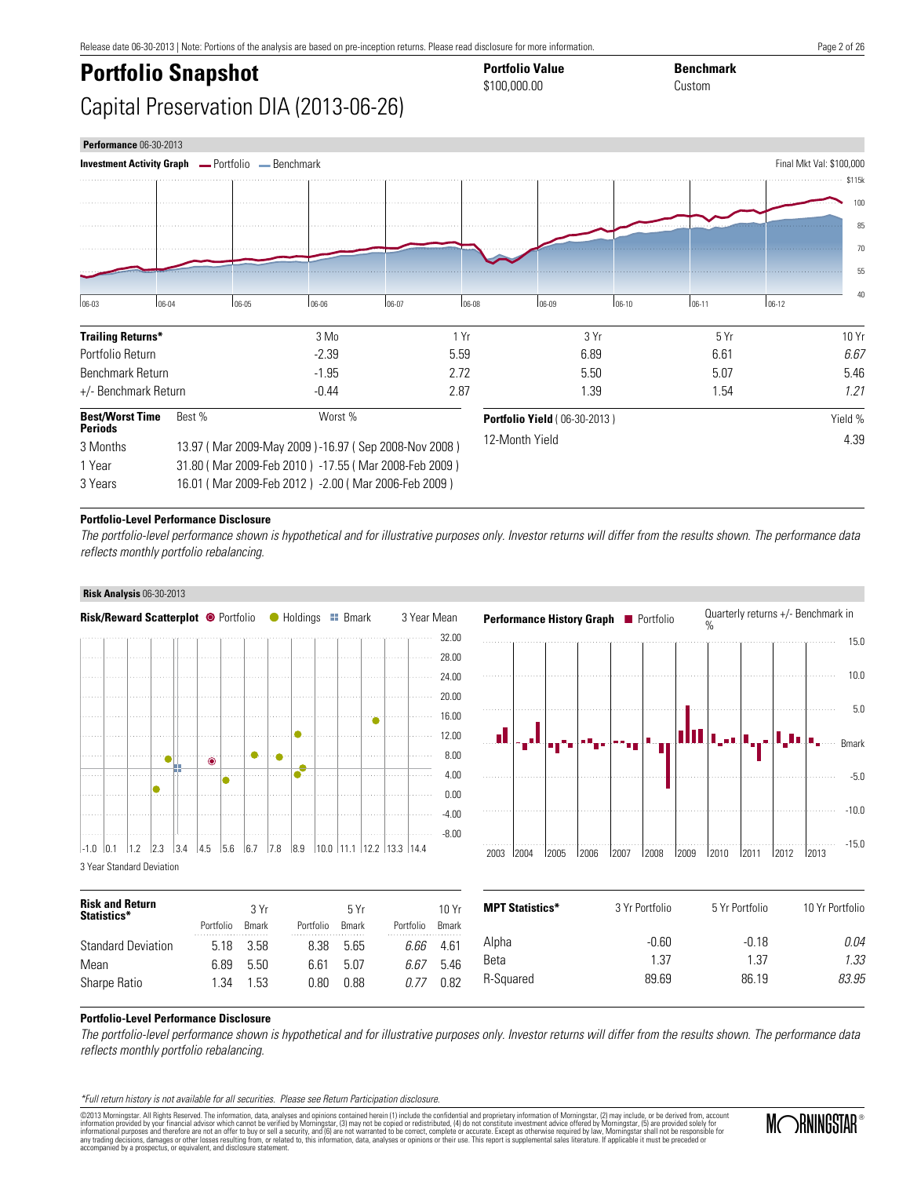Release date 06-30-2013 | Note: Portions of the analysis are based on pre-inception returns. Please read disclosure for more information.

# Portfolio Snapshot

## Capital Preservation DIA (2013-06-26)

**Portfolio Value**
$100,000.00

**Benchmark**
Custom

**Performance** 06-30-2013

**Investment Activity Graph** — Portfolio — Benchmark

Final Mkt Val: $100,000

| **Trailing Returns*** | 3 Mo | 1 Yr | 3 Yr | 5 Yr | 10 Yr |
|---|---|---|---|---|---|
| Portfolio Return | -2.39 | 5.59 | 6.89 | 6.61 | *6.67* |
| Benchmark Return | -1.95 | 2.72 | 5.50 | 5.07 | 5.46 |
| +/- Benchmark Return | -0.44 | 2.87 | 1.39 | 1.54 | *1.21* |

| **Best/Worst Time Periods** | Best % | Worst % |
|---|---|---|
| 3 Months | 13.97 ( Mar 2009-May 2009 ) | -16.97 ( Sep 2008-Nov 2008 ) |
| 1 Year | 31.80 ( Mar 2009-Feb 2010 ) | -17.55 ( Mar 2008-Feb 2009 ) |
| 3 Years | 16.01 ( Mar 2009-Feb 2012 ) | -2.00 ( Mar 2006-Feb 2009 ) |

| **Portfolio Yield** ( 06-30-2013 ) | Yield % |
|---|---|
| 12-Month Yield | 4.39 |

**Portfolio-Level Performance Disclosure**

*The portfolio-level performance shown is hypothetical and for illustrative purposes only. Investor returns will differ from the results shown. The performance data reflects monthly portfolio rebalancing.*

**Risk Analysis** 06-30-2013

**Risk/Reward Scatterplot** Portfolio Holdings Bmark — 3 Year Mean

3 Year Standard Deviation

**Performance History Graph** Portfolio — Quarterly returns +/- Benchmark in %

| **Risk and Return Statistics*** | 3 Yr Portfolio | 3 Yr Bmark | 5 Yr Portfolio | 5 Yr Bmark | 10 Yr Portfolio | 10 Yr Bmark |
|---|---|---|---|---|---|---|
| Standard Deviation | 5.18 | 3.58 | 8.38 | 5.65 | *6.66* | 4.61 |
| Mean | 6.89 | 5.50 | 6.61 | 5.07 | *6.67* | 5.46 |
| Sharpe Ratio | 1.34 | 1.53 | 0.80 | 0.88 | *0.77* | 0.82 |

| **MPT Statistics*** | 3 Yr Portfolio | 5 Yr Portfolio | 10 Yr Portfolio |
|---|---|---|---|
| Alpha | -0.60 | -0.18 | *0.04* |
| Beta | 1.37 | 1.37 | *1.33* |
| R-Squared | 89.69 | 86.19 | *83.95* |

**Portfolio-Level Performance Disclosure**

*The portfolio-level performance shown is hypothetical and for illustrative purposes only. Investor returns will differ from the results shown. The performance data reflects monthly portfolio rebalancing.*

*\*Full return history is not available for all securities. Please see Return Participation disclosure.*

©2013 Morningstar. All Rights Reserved. The information, data, analyses and opinions contained herein (1) include the confidential and proprietary information of Morningstar, (2) may include, or be derived from, account information provided by your financial advisor which cannot be verified by Morningstar, (3) may not be copied or redistributed, (4) do not constitute investment advice offered by Morningstar, (5) are provided solely for informational purposes and therefore are not an offer to buy or sell a security, and (6) are not warranted to be correct, complete or accurate. Except as otherwise required by law, Morningstar shall not be responsible for any trading decisions, damages or other losses resulting from, or related to, this information, data, analyses or opinions or their use. This report is supplemental sales literature. If applicable it must be preceded or accompanied by a prospectus, or equivalent, and disclosure statement.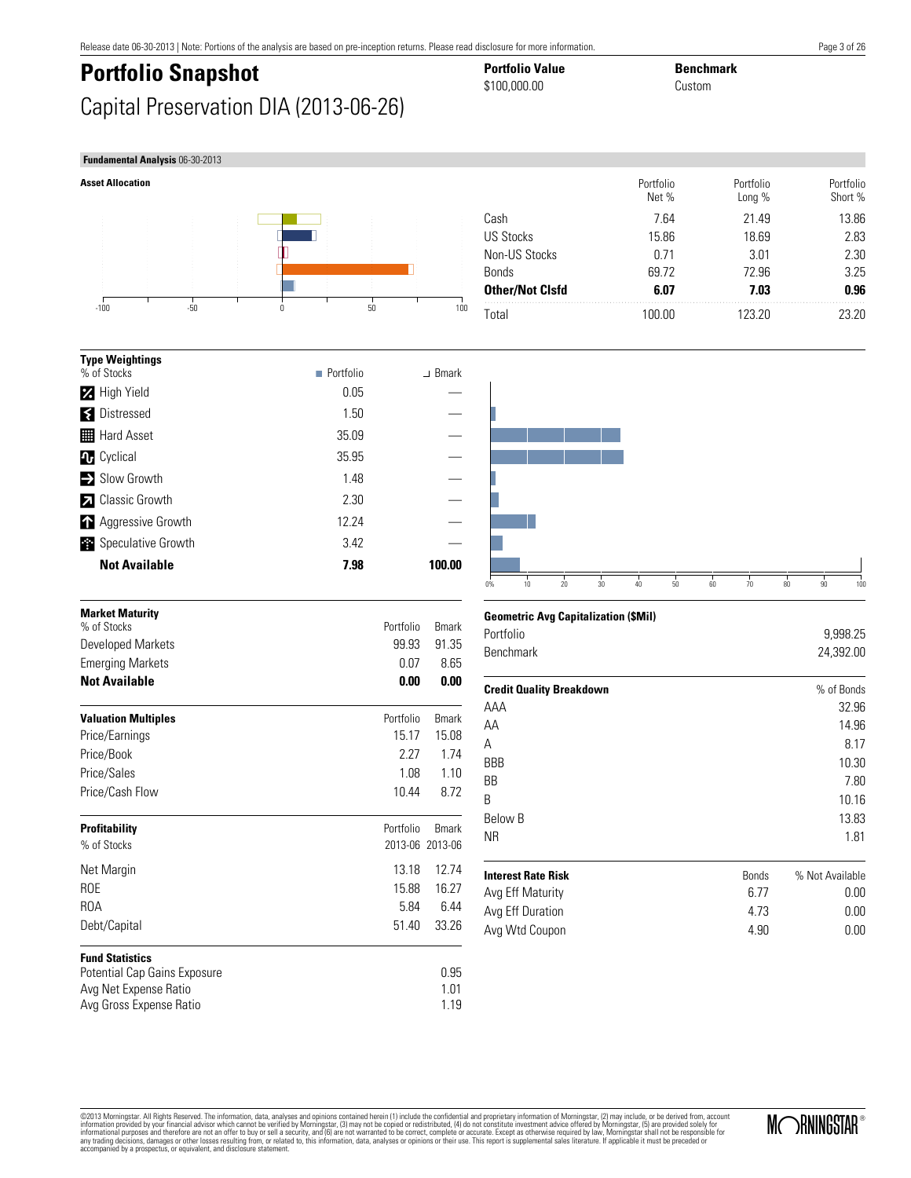# Portfolio Snapshot

Capital Preservation DIA (2013-06-26)

**Portfolio Value** $100,000.00

**Benchmark** Custom

**Fundamental Analysis** 06-30-2013

### Asset Allocation

| | Portfolio Net % | Portfolio Long % | Portfolio Short % |
|---|---|---|---|
| Cash | 7.64 | 21.49 | 13.86 |
| US Stocks | 15.86 | 18.69 | 2.83 |
| Non-US Stocks | 0.71 | 3.01 | 2.30 |
| Bonds | 69.72 | 72.96 | 3.25 |
| **Other/Not Clsfd** | **6.07** | **7.03** | **0.96** |
| Total | 100.00 | 123.20 | 23.20 |

### Type Weightings

| % of Stocks | Portfolio | Bmark |
|---|---|---|
| High Yield | 0.05 | — |
| Distressed | 1.50 | — |
| Hard Asset | 35.09 | — |
| Cyclical | 35.95 | — |
| Slow Growth | 1.48 | — |
| Classic Growth | 2.30 | — |
| Aggressive Growth | 12.24 | — |
| Speculative Growth | 3.42 | — |
| **Not Available** | **7.98** | **100.00** |

### Market Maturity

| % of Stocks | Portfolio | Bmark |
|---|---|---|
| Developed Markets | 99.93 | 91.35 |
| Emerging Markets | 0.07 | 8.65 |
| **Not Available** | **0.00** | **0.00** |

### Valuation Multiples

| | Portfolio | Bmark |
|---|---|---|
| Price/Earnings | 15.17 | 15.08 |
| Price/Book | 2.27 | 1.74 |
| Price/Sales | 1.08 | 1.10 |
| Price/Cash Flow | 10.44 | 8.72 |

### Profitability

| % of Stocks | Portfolio 2013-06 | Bmark 2013-06 |
|---|---|---|
| Net Margin | 13.18 | 12.74 |
| ROE | 15.88 | 16.27 |
| ROA | 5.84 | 6.44 |
| Debt/Capital | 51.40 | 33.26 |

### Fund Statistics

| | |
|---|---|
| Potential Cap Gains Exposure | 0.95 |
| Avg Net Expense Ratio | 1.01 |
| Avg Gross Expense Ratio | 1.19 |

### Geometric Avg Capitalization ($Mil)

| | |
|---|---|
| Portfolio | 9,998.25 |
| Benchmark | 24,392.00 |

### Credit Quality Breakdown

| | % of Bonds |
|---|---|
| AAA | 32.96 |
| AA | 14.96 |
| A | 8.17 |
| BBB | 10.30 |
| BB | 7.80 |
| B | 10.16 |
| Below B | 13.83 |
| NR | 1.81 |

### Interest Rate Risk

| | Bonds | % Not Available |
|---|---|---|
| Avg Eff Maturity | 6.77 | 0.00 |
| Avg Eff Duration | 4.73 | 0.00 |
| Avg Wtd Coupon | 4.90 | 0.00 |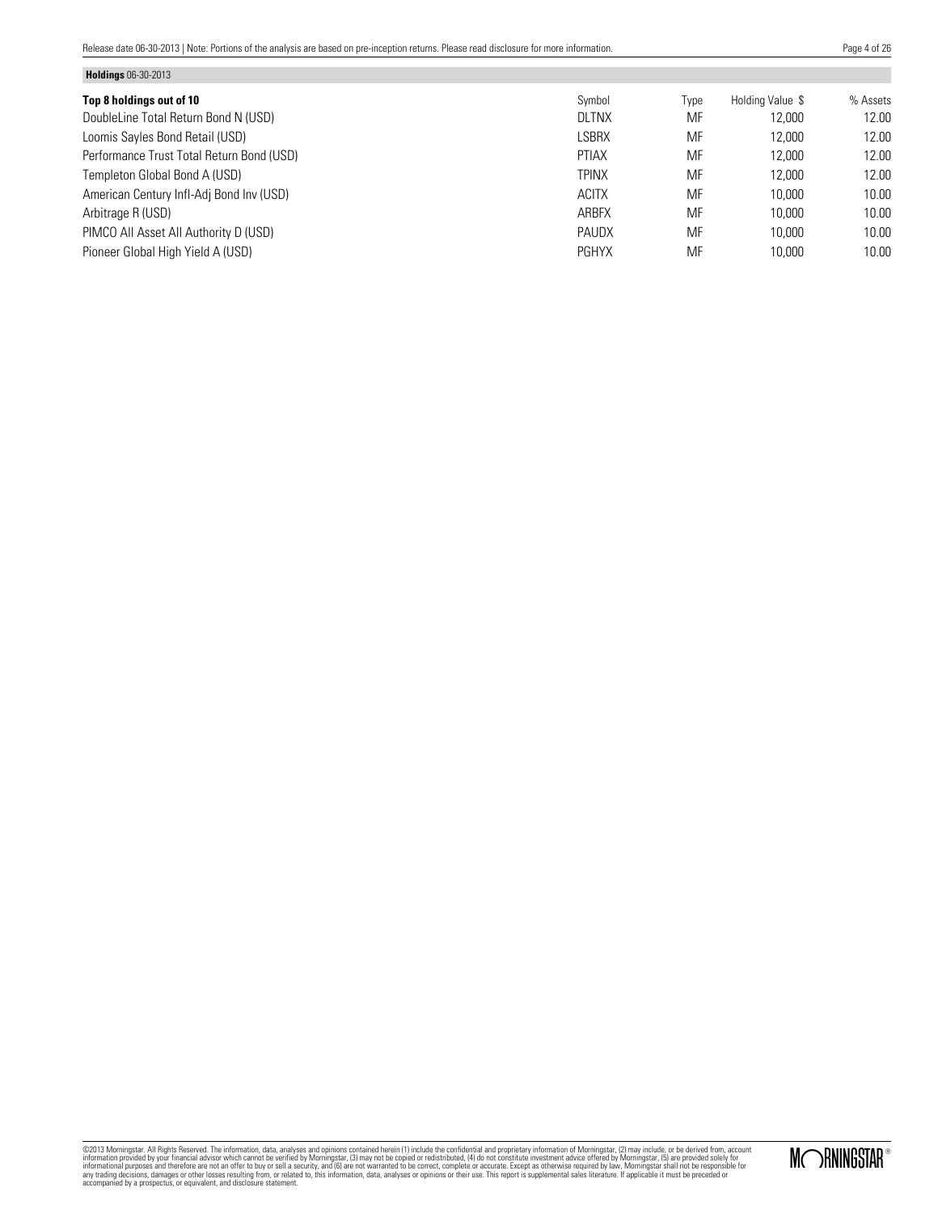**Holdings** 06-30-2013

| Top 8 holdings out of 10 | Symbol | Type | Holding Value $ | % Assets |
| --- | --- | --- | --- | --- |
| DoubleLine Total Return Bond N (USD) | DLTNX | MF | 12,000 | 12.00 |
| Loomis Sayles Bond Retail (USD) | LSBRX | MF | 12,000 | 12.00 |
| Performance Trust Total Return Bond (USD) | PTIAX | MF | 12,000 | 12.00 |
| Templeton Global Bond A (USD) | TPINX | MF | 12,000 | 12.00 |
| American Century Infl-Adj Bond Inv (USD) | ACITX | MF | 10,000 | 10.00 |
| Arbitrage R (USD) | ARBFX | MF | 10,000 | 10.00 |
| PIMCO All Asset All Authority D (USD) | PAUDX | MF | 10,000 | 10.00 |
| Pioneer Global High Yield A (USD) | PGHYX | MF | 10,000 | 10.00 |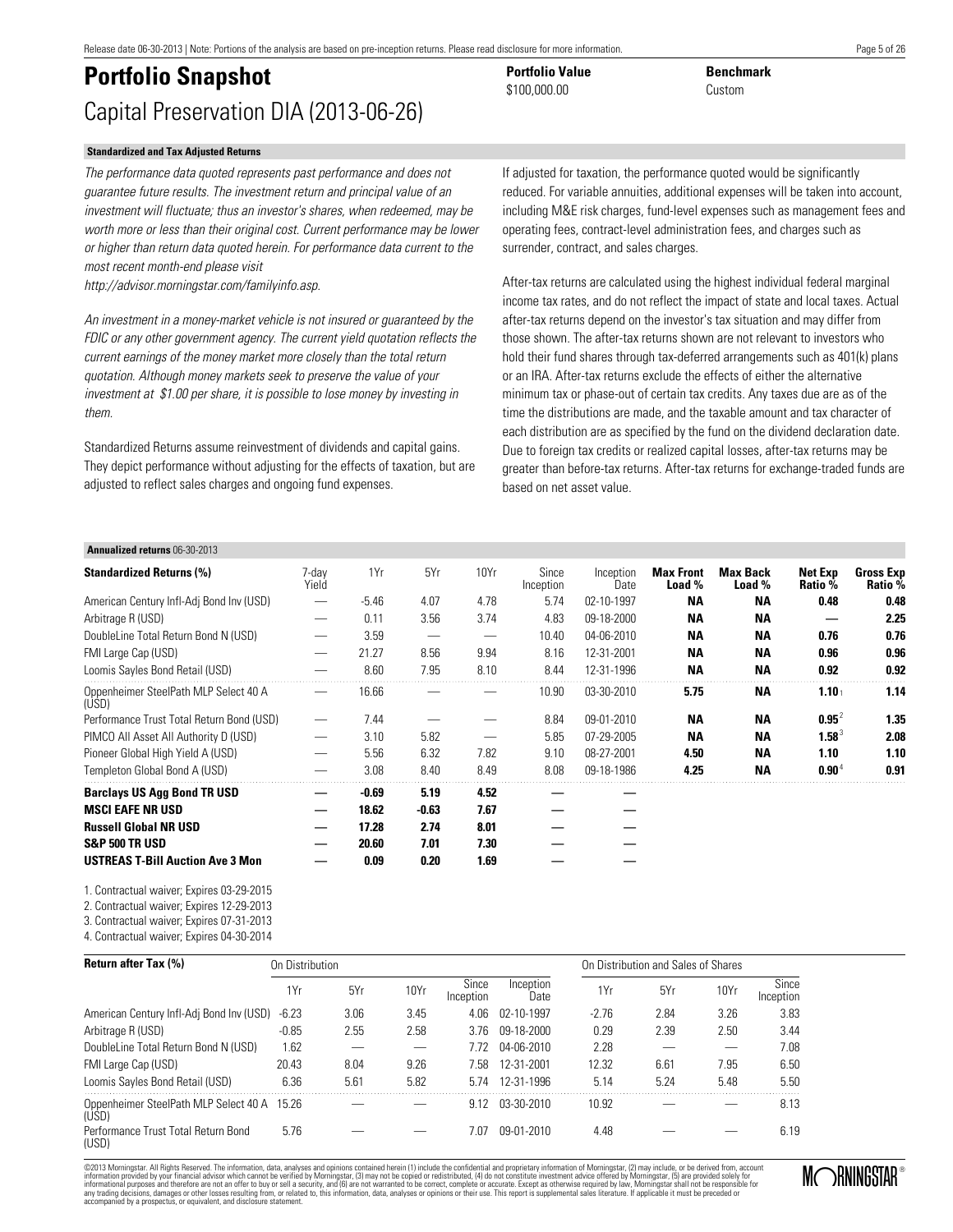# Portfolio Snapshot

Capital Preservation DIA (2013-06-26)

**Portfolio Value**
$100,000.00

**Benchmark**
Custom

### Standardized and Tax Adjusted Returns

*The performance data quoted represents past performance and does not guarantee future results. The investment return and principal value of an investment will fluctuate; thus an investor's shares, when redeemed, may be worth more or less than their original cost. Current performance may be lower or higher than return data quoted herein. For performance data current to the most recent month-end please visit http://advisor.morningstar.com/familyinfo.asp.*

*An investment in a money-market vehicle is not insured or guaranteed by the FDIC or any other government agency. The current yield quotation reflects the current earnings of the money market more closely than the total return quotation. Although money markets seek to preserve the value of your investment at $1.00 per share, it is possible to lose money by investing in them.*

Standardized Returns assume reinvestment of dividends and capital gains. They depict performance without adjusting for the effects of taxation, but are adjusted to reflect sales charges and ongoing fund expenses.

If adjusted for taxation, the performance quoted would be significantly reduced. For variable annuities, additional expenses will be taken into account, including M&E risk charges, fund-level expenses such as management fees and operating fees, contract-level administration fees, and charges such as surrender, contract, and sales charges.

After-tax returns are calculated using the highest individual federal marginal income tax rates, and do not reflect the impact of state and local taxes. Actual after-tax returns depend on the investor's tax situation and may differ from those shown. The after-tax returns shown are not relevant to investors who hold their fund shares through tax-deferred arrangements such as 401(k) plans or an IRA. After-tax returns exclude the effects of either the alternative minimum tax or phase-out of certain tax credits. Any taxes due are as of the time the distributions are made, and the taxable amount and tax character of each distribution are as specified by the fund on the dividend declaration date. Due to foreign tax credits or realized capital losses, after-tax returns may be greater than before-tax returns. After-tax returns for exchange-traded funds are based on net asset value.

### Annualized returns 06-30-2013

| Standardized Returns (%) | 7-day Yield | 1Yr | 5Yr | 10Yr | Since Inception | Inception Date | Max Front Load % | Max Back Load % | Net Exp Ratio % | Gross Exp Ratio % |
|---|---|---|---|---|---|---|---|---|---|---|
| American Century Infl-Adj Bond Inv (USD) | — | -5.46 | 4.07 | 4.78 | 5.74 | 02-10-1997 | NA | NA | 0.48 | 0.48 |
| Arbitrage R (USD) | — | 0.11 | 3.56 | 3.74 | 4.83 | 09-18-2000 | NA | NA | — | 2.25 |
| DoubleLine Total Return Bond N (USD) | — | 3.59 | — | — | 10.40 | 04-06-2010 | NA | NA | 0.76 | 0.76 |
| FMI Large Cap (USD) | — | 21.27 | 8.56 | 9.94 | 8.16 | 12-31-2001 | NA | NA | 0.96 | 0.96 |
| Loomis Sayles Bond Retail (USD) | — | 8.60 | 7.95 | 8.10 | 8.44 | 12-31-1996 | NA | NA | 0.92 | 0.92 |
| Oppenheimer SteelPath MLP Select 40 A (USD) | — | 16.66 | — | — | 10.90 | 03-30-2010 | 5.75 | NA | 1.10[1] | 1.14 |
| Performance Trust Total Return Bond (USD) | — | 7.44 | — | — | 8.84 | 09-01-2010 | NA | NA | 0.95[2] | 1.35 |
| PIMCO All Asset All Authority D (USD) | — | 3.10 | 5.82 | — | 5.85 | 07-29-2005 | NA | NA | 1.58[3] | 2.08 |
| Pioneer Global High Yield A (USD) | — | 5.56 | 6.32 | 7.82 | 9.10 | 08-27-2001 | 4.50 | NA | 1.10 | 1.10 |
| Templeton Global Bond A (USD) | — | 3.08 | 8.40 | 8.49 | 8.08 | 09-18-1986 | 4.25 | NA | 0.90[4] | 0.91 |
| **Barclays US Agg Bond TR USD** | **—** | **-0.69** | **5.19** | **4.52** | **—** | **—** | | | | |
| **MSCI EAFE NR USD** | **—** | **18.62** | **-0.63** | **7.67** | **—** | **—** | | | | |
| **Russell Global NR USD** | **—** | **17.28** | **2.74** | **8.01** | **—** | **—** | | | | |
| **S&P 500 TR USD** | **—** | **20.60** | **7.01** | **7.30** | **—** | **—** | | | | |
| **USTREAS T-Bill Auction Ave 3 Mon** | **—** | **0.09** | **0.20** | **1.69** | **—** | **—** | | | | |

1. Contractual waiver; Expires 03-29-2015
2. Contractual waiver; Expires 12-29-2013
3. Contractual waiver; Expires 07-31-2013
4. Contractual waiver; Expires 04-30-2014

| Return after Tax (%) | On Distribution | | | | | On Distribution and Sales of Shares | | | |
|---|---|---|---|---|---|---|---|---|---|
| | 1Yr | 5Yr | 10Yr | Since Inception | Inception Date | 1Yr | 5Yr | 10Yr | Since Inception |
| American Century Infl-Adj Bond Inv (USD) | -6.23 | 3.06 | 3.45 | 4.06 | 02-10-1997 | -2.76 | 2.84 | 3.26 | 3.83 |
| Arbitrage R (USD) | -0.85 | 2.55 | 2.58 | 3.76 | 09-18-2000 | 0.29 | 2.39 | 2.50 | 3.44 |
| DoubleLine Total Return Bond N (USD) | 1.62 | — | — | 7.72 | 04-06-2010 | 2.28 | — | — | 7.08 |
| FMI Large Cap (USD) | 20.43 | 8.04 | 9.26 | 7.58 | 12-31-2001 | 12.32 | 6.61 | 7.95 | 6.50 |
| Loomis Sayles Bond Retail (USD) | 6.36 | 5.61 | 5.82 | 5.74 | 12-31-1996 | 5.14 | 5.24 | 5.48 | 5.50 |
| Oppenheimer SteelPath MLP Select 40 A (USD) | 15.26 | — | — | 9.12 | 03-30-2010 | 10.92 | — | — | 8.13 |
| Performance Trust Total Return Bond (USD) | 5.76 | — | — | 7.07 | 09-01-2010 | 4.48 | — | — | 6.19 |

©2013 Morningstar. All Rights Reserved. The information, data, analyses and opinions contained herein (1) include the confidential and proprietary information of Morningstar, (2) may include, or be derived from, account information provided by your financial advisor which cannot be verified by Morningstar, (3) may not be copied or redistributed, (4) do not constitute investment advice offered by Morningstar, (5) are provided solely for informational purposes and therefore are not an offer to buy or sell a security, and (6) are not warranted to be correct, complete or accurate. Except as otherwise required by law, Morningstar shall not be responsible for any trading decisions, damages or other losses resulting from, or related to, this information, data, analyses or opinions or their use. This report is supplemental sales literature. If applicable it must be preceded or accompanied by a prospectus, or equivalent, and disclosure statement.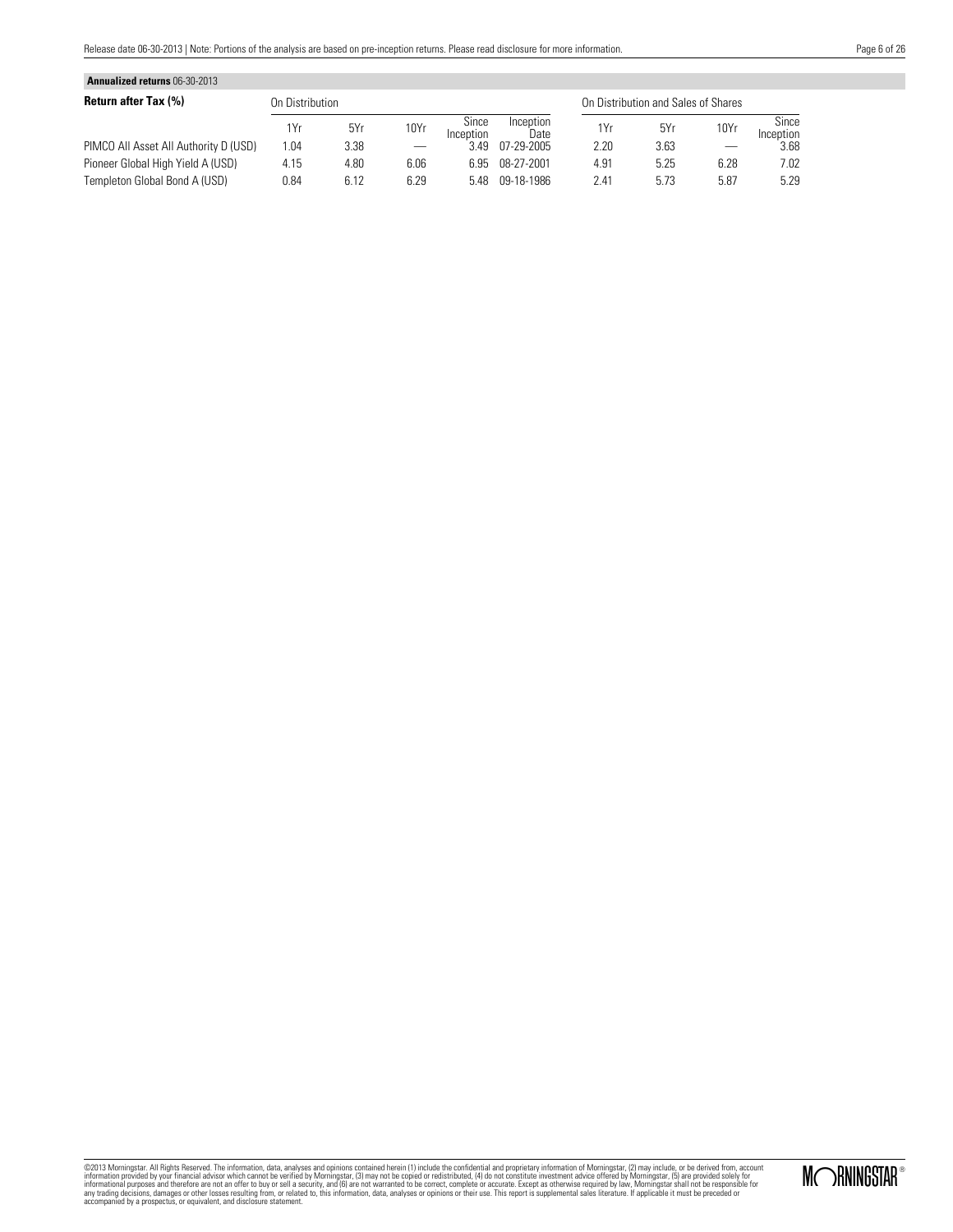**Annualized returns** 06-30-2013

| Return after Tax (%) | On Distribution | | | | | On Distribution and Sales of Shares | | | |
|---|---|---|---|---|---|---|---|---|---|
| | 1Yr | 5Yr | 10Yr | Since Inception | Inception Date | 1Yr | 5Yr | 10Yr | Since Inception |
| PIMCO All Asset All Authority D (USD) | 1.04 | 3.38 | — | 3.49 | 07-29-2005 | 2.20 | 3.63 | — | 3.68 |
| Pioneer Global High Yield A (USD) | 4.15 | 4.80 | 6.06 | 6.95 | 08-27-2001 | 4.91 | 5.25 | 6.28 | 7.02 |
| Templeton Global Bond A (USD) | 0.84 | 6.12 | 6.29 | 5.48 | 09-18-1986 | 2.41 | 5.73 | 5.87 | 5.29 |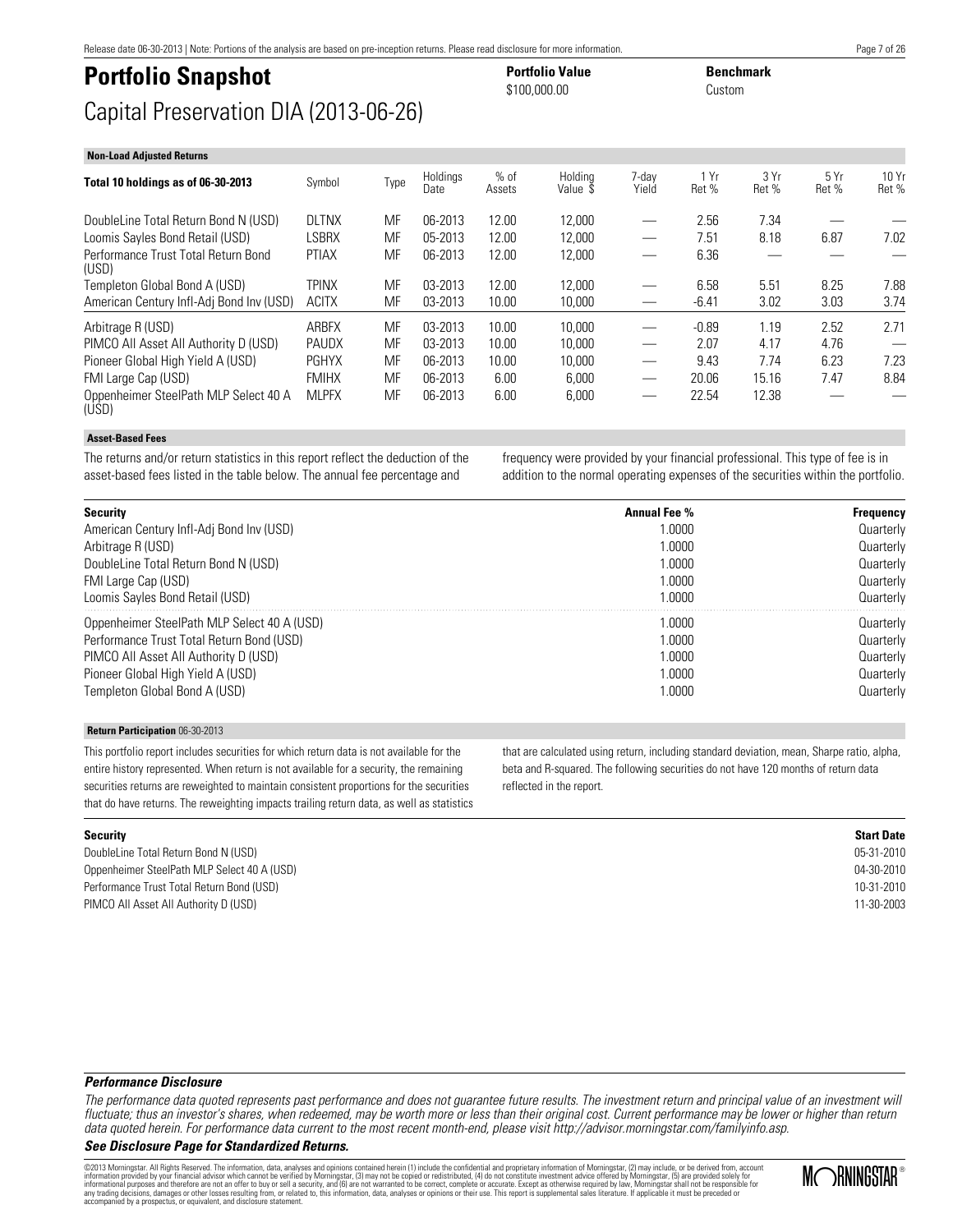# Portfolio Snapshot

**Portfolio Value**
$100,000.00

**Benchmark**
Custom

## Capital Preservation DIA (2013-06-26)

### Non-Load Adjusted Returns

| Total 10 holdings as of 06-30-2013 | Symbol | Type | Holdings Date | % of Assets | Holding Value $ | 7-day Yield | 1 Yr Ret % | 3 Yr Ret % | 5 Yr Ret % | 10 Yr Ret % |
|---|---|---|---|---|---|---|---|---|---|---|
| DoubleLine Total Return Bond N (USD) | DLTNX | MF | 06-2013 | 12.00 | 12,000 | — | 2.56 | 7.34 | — | — |
| Loomis Sayles Bond Retail (USD) | LSBRX | MF | 05-2013 | 12.00 | 12,000 | — | 7.51 | 8.18 | 6.87 | 7.02 |
| Performance Trust Total Return Bond (USD) | PTIAX | MF | 06-2013 | 12.00 | 12,000 | — | 6.36 | — | — | — |
| Templeton Global Bond A (USD) | TPINX | MF | 03-2013 | 12.00 | 12,000 | — | 6.58 | 5.51 | 8.25 | 7.88 |
| American Century Infl-Adj Bond Inv (USD) | ACITX | MF | 03-2013 | 10.00 | 10,000 | — | -6.41 | 3.02 | 3.03 | 3.74 |
| Arbitrage R (USD) | ARBFX | MF | 03-2013 | 10.00 | 10,000 | — | -0.89 | 1.19 | 2.52 | 2.71 |
| PIMCO All Asset All Authority D (USD) | PAUDX | MF | 03-2013 | 10.00 | 10,000 | — | 2.07 | 4.17 | 4.76 | — |
| Pioneer Global High Yield A (USD) | PGHYX | MF | 06-2013 | 10.00 | 10,000 | — | 9.43 | 7.74 | 6.23 | 7.23 |
| FMI Large Cap (USD) | FMIHX | MF | 06-2013 | 6.00 | 6,000 | — | 20.06 | 15.16 | 7.47 | 8.84 |
| Oppenheimer SteelPath MLP Select 40 A (USD) | MLPFX | MF | 06-2013 | 6.00 | 6,000 | — | 22.54 | 12.38 | — | — |

### Asset-Based Fees

The returns and/or return statistics in this report reflect the deduction of the asset-based fees listed in the table below. The annual fee percentage and frequency were provided by your financial professional. This type of fee is in addition to the normal operating expenses of the securities within the portfolio.

| Security | Annual Fee % | Frequency |
|---|---|---|
| American Century Infl-Adj Bond Inv (USD) | 1.0000 | Quarterly |
| Arbitrage R (USD) | 1.0000 | Quarterly |
| DoubleLine Total Return Bond N (USD) | 1.0000 | Quarterly |
| FMI Large Cap (USD) | 1.0000 | Quarterly |
| Loomis Sayles Bond Retail (USD) | 1.0000 | Quarterly |
| Oppenheimer SteelPath MLP Select 40 A (USD) | 1.0000 | Quarterly |
| Performance Trust Total Return Bond (USD) | 1.0000 | Quarterly |
| PIMCO All Asset All Authority D (USD) | 1.0000 | Quarterly |
| Pioneer Global High Yield A (USD) | 1.0000 | Quarterly |
| Templeton Global Bond A (USD) | 1.0000 | Quarterly |

### Return Participation 06-30-2013

This portfolio report includes securities for which return data is not available for the entire history represented. When return is not available for a security, the remaining securities returns are reweighted to maintain consistent proportions for the securities that do have returns. The reweighting impacts trailing return data, as well as statistics that are calculated using return, including standard deviation, mean, Sharpe ratio, alpha, beta and R-squared. The following securities do not have 120 months of return data reflected in the report.

| Security | Start Date |
|---|---|
| DoubleLine Total Return Bond N (USD) | 05-31-2010 |
| Oppenheimer SteelPath MLP Select 40 A (USD) | 04-30-2010 |
| Performance Trust Total Return Bond (USD) | 10-31-2010 |
| PIMCO All Asset All Authority D (USD) | 11-30-2003 |

### *Performance Disclosure*

*The performance data quoted represents past performance and does not guarantee future results. The investment return and principal value of an investment will fluctuate; thus an investor's shares, when redeemed, may be worth more or less than their original cost. Current performance may be lower or higher than return data quoted herein. For performance data current to the most recent month-end, please visit http://advisor.morningstar.com/familyinfo.asp.*

***See Disclosure Page for Standardized Returns.***

©2013 Morningstar. All Rights Reserved. The information, data, analyses and opinions contained herein (1) include the confidential and proprietary information of Morningstar, (2) may include, or be derived from, account information provided by your financial advisor which cannot be verified by Morningstar, (3) may not be copied or redistributed, (4) do not constitute investment advice offered by Morningstar, (5) are provided solely for informational purposes and therefore are not an offer to buy or sell a security, and (6) are not warranted to be correct, complete or accurate. Except as otherwise required by law, Morningstar shall not be responsible for any trading decisions, damages or other losses resulting from, or related to, this information, data, analyses or opinions or their use. This report is supplemental sales literature. If applicable it must be preceded or accompanied by a prospectus, or equivalent, and disclosure statement.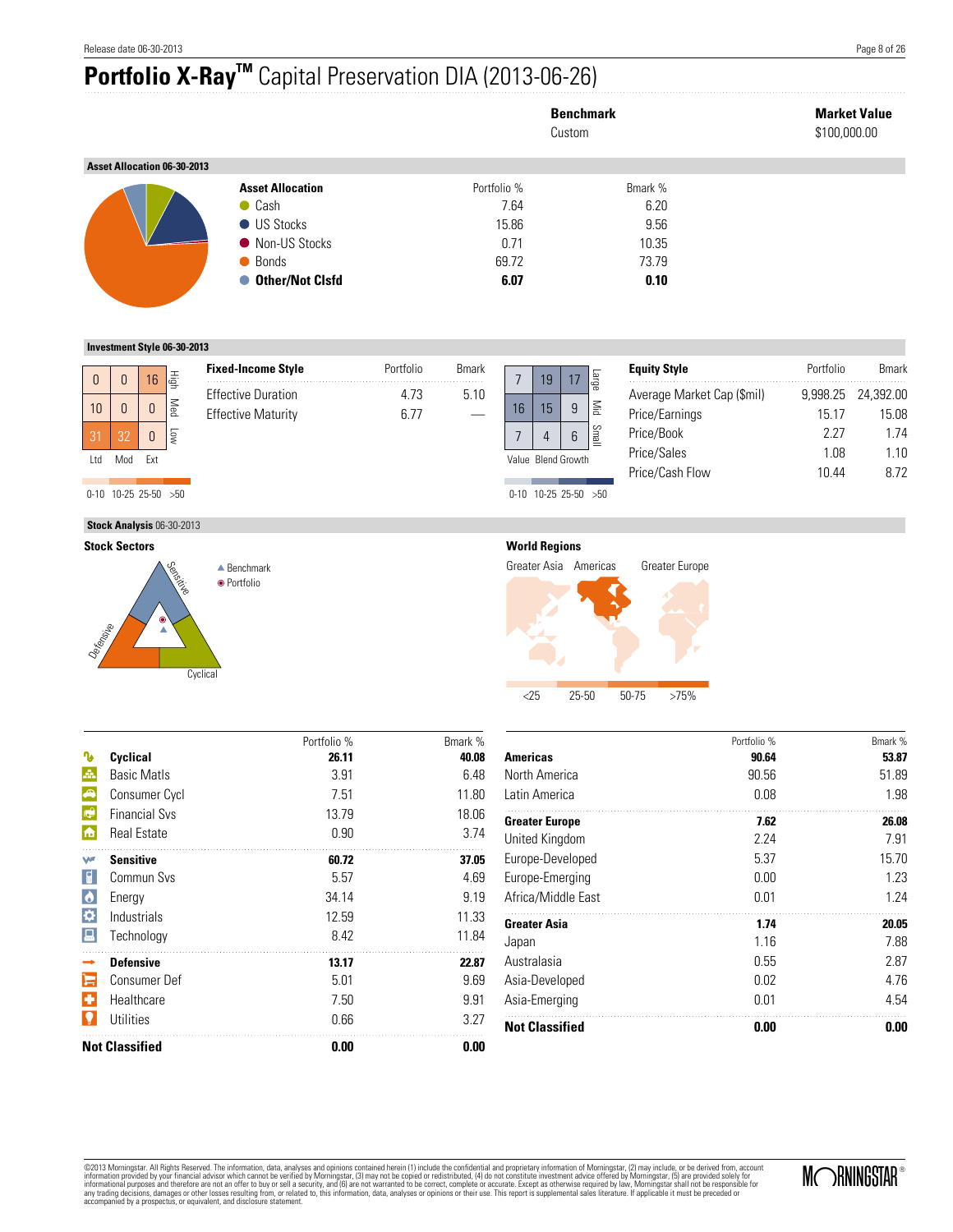# Portfolio X-Ray™ Capital Preservation DIA (2013-06-26)

| Benchmark | Market Value |
|---|---|
| Custom | $100,000.00 |

## Asset Allocation 06-30-2013

| Asset Allocation | Portfolio % | Bmark % |
|---|---|---|
| Cash | 7.64 | 6.20 |
| US Stocks | 15.86 | 9.56 |
| Non-US Stocks | 0.71 | 10.35 |
| Bonds | 69.72 | 73.79 |
| **Other/Not Clsfd** | **6.07** | **0.10** |

## Investment Style 06-30-2013

**Fixed-Income Style Box**

| | Ltd | Mod | Ext |
|---|---|---|---|
| High | 0 | 0 | 16 |
| Med | 10 | 0 | 0 |
| Low | 31 | 32 | 0 |

0-10 10-25 25-50 >50

| Fixed-Income Style | Portfolio | Bmark |
|---|---|---|
| Effective Duration | 4.73 | 5.10 |
| Effective Maturity | 6.77 | — |

**Equity Style Box**

| | Value | Blend | Growth |
|---|---|---|---|
| Large | 7 | 19 | 17 |
| Mid | 16 | 15 | 9 |
| Small | 7 | 4 | 6 |

0-10 10-25 25-50 >50

| Equity Style | Portfolio | Bmark |
|---|---|---|
| Average Market Cap ($mil) | 9,998.25 | 24,392.00 |
| Price/Earnings | 15.17 | 15.08 |
| Price/Book | 2.27 | 1.74 |
| Price/Sales | 1.08 | 1.10 |
| Price/Cash Flow | 10.44 | 8.72 |

## Stock Analysis 06-30-2013

### Stock Sectors

Benchmark / Portfolio — Sensitive, Defensive, Cyclical

| | Portfolio % | Bmark % |
|---|---|---|
| **Cyclical** | **26.11** | **40.08** |
| Basic Matls | 3.91 | 6.48 |
| Consumer Cycl | 7.51 | 11.80 |
| Financial Svs | 13.79 | 18.06 |
| Real Estate | 0.90 | 3.74 |
| **Sensitive** | **60.72** | **37.05** |
| Commun Svs | 5.57 | 4.69 |
| Energy | 34.14 | 9.19 |
| Industrials | 12.59 | 11.33 |
| Technology | 8.42 | 11.84 |
| **Defensive** | **13.17** | **22.87** |
| Consumer Def | 5.01 | 9.69 |
| Healthcare | 7.50 | 9.91 |
| Utilities | 0.66 | 3.27 |
| **Not Classified** | **0.00** | **0.00** |

### World Regions

Greater Asia, Americas, Greater Europe — <25, 25-50, 50-75, >75%

| | Portfolio % | Bmark % |
|---|---|---|
| **Americas** | **90.64** | **53.87** |
| North America | 90.56 | 51.89 |
| Latin America | 0.08 | 1.98 |
| **Greater Europe** | **7.62** | **26.08** |
| United Kingdom | 2.24 | 7.91 |
| Europe-Developed | 5.37 | 15.70 |
| Europe-Emerging | 0.00 | 1.23 |
| Africa/Middle East | 0.01 | 1.24 |
| **Greater Asia** | **1.74** | **20.05** |
| Japan | 1.16 | 7.88 |
| Australasia | 0.55 | 2.87 |
| Asia-Developed | 0.02 | 4.76 |
| Asia-Emerging | 0.01 | 4.54 |
| **Not Classified** | **0.00** | **0.00** |

©2013 Morningstar. All Rights Reserved. The information, data, analyses and opinions contained herein (1) include the confidential and proprietary information of Morningstar, (2) may include, or be derived from, account information provided by your financial advisor which cannot be verified by Morningstar, (3) may not be copied or redistributed, (4) do not constitute investment advice offered by Morningstar, (5) are provided solely for informational purposes and therefore are not an offer to buy or sell a security, and (6) are not warranted to be correct, complete or accurate. Except as otherwise required by law, Morningstar shall not be responsible for any trading decisions, damages or other losses resulting from, or related to, this information, data, analyses or opinions or their use. This report is supplemental sales literature. If applicable it must be preceded or accompanied by a prospectus, or equivalent, and disclosure statement.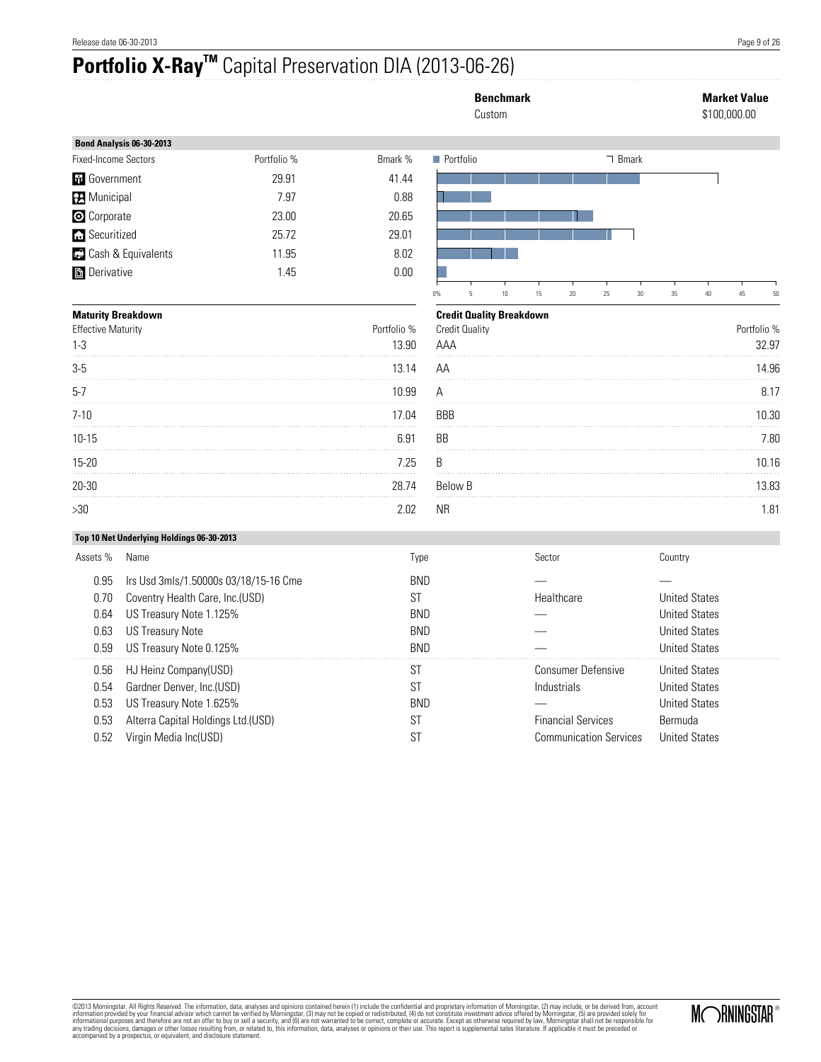# Portfolio X-Ray™ Capital Preservation DIA (2013-06-26)

**Benchmark** Custom

**Market Value** $100,000.00

### Bond Analysis 06-30-2013

| Fixed-Income Sectors | Portfolio % | Bmark % |
|---|---|---|
| Government | 29.91 | 41.44 |
| Municipal | 7.97 | 0.88 |
| Corporate | 23.00 | 20.65 |
| Securitized | 25.72 | 29.01 |
| Cash & Equivalents | 11.95 | 8.02 |
| Derivative | 1.45 | 0.00 |

### Maturity Breakdown

| Effective Maturity | Portfolio % |
|---|---|
| 1-3 | 13.90 |
| 3-5 | 13.14 |
| 5-7 | 10.99 |
| 7-10 | 17.04 |
| 10-15 | 6.91 |
| 15-20 | 7.25 |
| 20-30 | 28.74 |
| >30 | 2.02 |

### Credit Quality Breakdown

| Credit Quality | Portfolio % |
|---|---|
| AAA | 32.97 |
| AA | 14.96 |
| A | 8.17 |
| BBB | 10.30 |
| BB | 7.80 |
| B | 10.16 |
| Below B | 13.83 |
| NR | 1.81 |

### Top 10 Net Underlying Holdings 06-30-2013

| Assets % | Name | Type | Sector | Country |
|---|---|---|---|---|
| 0.95 | Irs Usd 3mls/1.50000s 03/18/15-16 Cme | BND | — | — |
| 0.70 | Coventry Health Care, Inc.(USD) | ST | Healthcare | United States |
| 0.64 | US Treasury Note 1.125% | BND | — | United States |
| 0.63 | US Treasury Note | BND | — | United States |
| 0.59 | US Treasury Note 0.125% | BND | — | United States |
| 0.56 | HJ Heinz Company(USD) | ST | Consumer Defensive | United States |
| 0.54 | Gardner Denver, Inc.(USD) | ST | Industrials | United States |
| 0.53 | US Treasury Note 1.625% | BND | — | United States |
| 0.53 | Alterra Capital Holdings Ltd.(USD) | ST | Financial Services | Bermuda |
| 0.52 | Virgin Media Inc(USD) | ST | Communication Services | United States |

©2013 Morningstar. All Rights Reserved. The information, data, analyses and opinions contained herein (1) include the confidential and proprietary information of Morningstar, (2) may include, or be derived from, account information provided by your financial advisor which cannot be verified by Morningstar, (3) may not be copied or redistributed, (4) do not constitute investment advice offered by Morningstar, (5) are provided solely for informational purposes and therefore are not an offer to buy or sell a security, and (6) are not warranted to be correct, complete or accurate. Except as otherwise required by law, Morningstar shall not be responsible for any trading decisions, damages or other losses resulting from, or related to, this information, data, analyses or opinions or their use. This report is supplemental sales literature. If applicable it must be preceded or accompanied by a prospectus, or equivalent, and disclosure statement.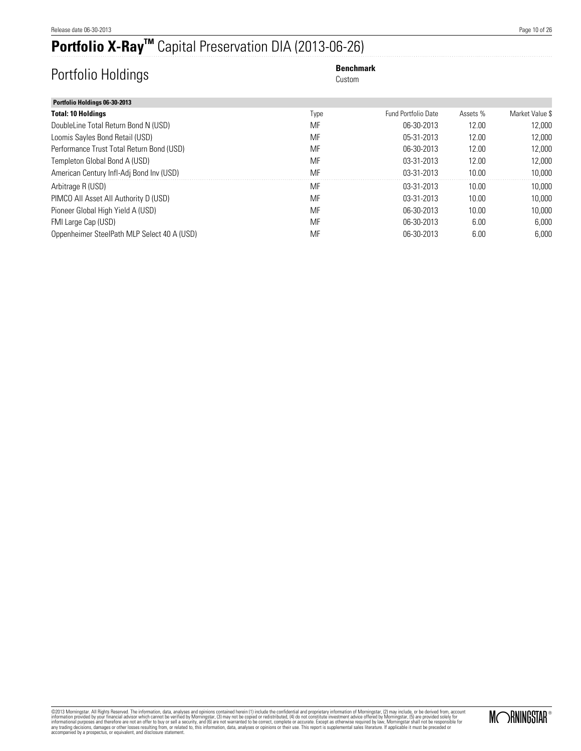# Portfolio X-Ray™ Capital Preservation DIA (2013-06-26)

## Portfolio Holdings

**Benchmark**
Custom

| Portfolio Holdings 06-30-2013 | | | | |
|---|---|---|---|---|
| **Total: 10 Holdings** | Type | Fund Portfolio Date | Assets % | Market Value $ |
| DoubleLine Total Return Bond N (USD) | MF | 06-30-2013 | 12.00 | 12,000 |
| Loomis Sayles Bond Retail (USD) | MF | 05-31-2013 | 12.00 | 12,000 |
| Performance Trust Total Return Bond (USD) | MF | 06-30-2013 | 12.00 | 12,000 |
| Templeton Global Bond A (USD) | MF | 03-31-2013 | 12.00 | 12,000 |
| American Century Infl-Adj Bond Inv (USD) | MF | 03-31-2013 | 10.00 | 10,000 |
| Arbitrage R (USD) | MF | 03-31-2013 | 10.00 | 10,000 |
| PIMCO All Asset All Authority D (USD) | MF | 03-31-2013 | 10.00 | 10,000 |
| Pioneer Global High Yield A (USD) | MF | 06-30-2013 | 10.00 | 10,000 |
| FMI Large Cap (USD) | MF | 06-30-2013 | 6.00 | 6,000 |
| Oppenheimer SteelPath MLP Select 40 A (USD) | MF | 06-30-2013 | 6.00 | 6,000 |

©2013 Morningstar. All Rights Reserved. The information, data, analyses and opinions contained herein (1) include the confidential and proprietary information of Morningstar, (2) may include, or be derived from, account information provided by your financial advisor which cannot be verified by Morningstar, (3) may not be copied or redistributed, (4) do not constitute investment advice offered by Morningstar, (5) are provided solely for informational purposes and therefore are not an offer to buy or sell a security, and (6) are not warranted to be correct, complete or accurate. Except as otherwise required by law, Morningstar shall not be responsible for any trading decisions, damages or other losses resulting from, or related to, this information, data, analyses or opinions or their use. This report is supplemental sales literature. If applicable it must be preceded or accompanied by a prospectus, or equivalent, and disclosure statement.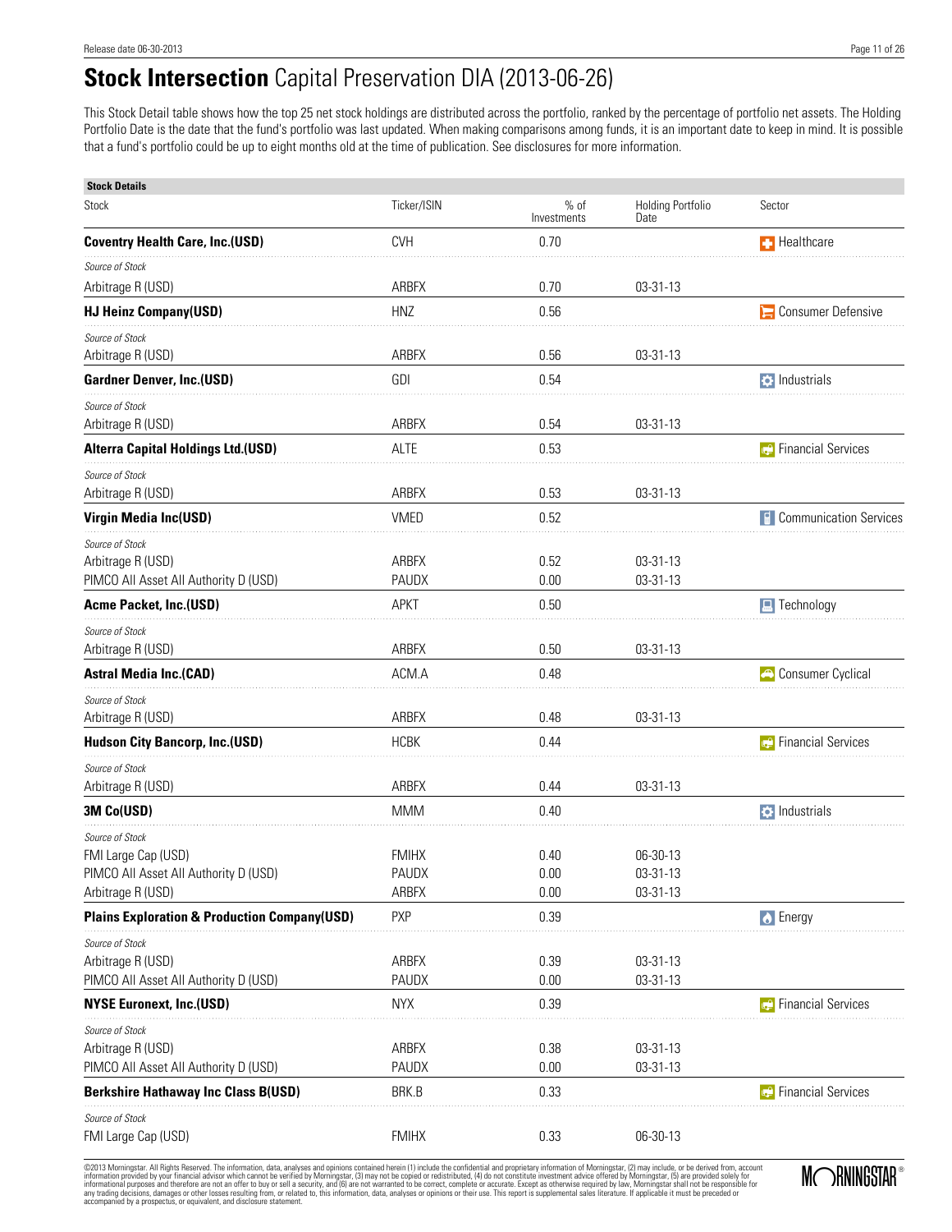# **Stock Intersection** Capital Preservation DIA (2013-06-26)

This Stock Detail table shows how the top 25 net stock holdings are distributed across the portfolio, ranked by the percentage of portfolio net assets. The Holding Portfolio Date is the date that the fund's portfolio was last updated. When making comparisons among funds, it is an important date to keep in mind. It is possible that a fund's portfolio could be up to eight months old at the time of publication. See disclosures for more information.

**Stock Details**

| Stock | Ticker/ISIN | % of Investments | Holding Portfolio Date | Sector |
|---|---|---|---|---|
| **Coventry Health Care, Inc.(USD)** | CVH | 0.70 | | Healthcare |
| *Source of Stock* | | | | |
| Arbitrage R (USD) | ARBFX | 0.70 | 03-31-13 | |
| **HJ Heinz Company(USD)** | HNZ | 0.56 | | Consumer Defensive |
| *Source of Stock* | | | | |
| Arbitrage R (USD) | ARBFX | 0.56 | 03-31-13 | |
| **Gardner Denver, Inc.(USD)** | GDI | 0.54 | | Industrials |
| *Source of Stock* | | | | |
| Arbitrage R (USD) | ARBFX | 0.54 | 03-31-13 | |
| **Alterra Capital Holdings Ltd.(USD)** | ALTE | 0.53 | | Financial Services |
| *Source of Stock* | | | | |
| Arbitrage R (USD) | ARBFX | 0.53 | 03-31-13 | |
| **Virgin Media Inc(USD)** | VMED | 0.52 | | Communication Services |
| *Source of Stock* | | | | |
| Arbitrage R (USD) | ARBFX | 0.52 | 03-31-13 | |
| PIMCO All Asset All Authority D (USD) | PAUDX | 0.00 | 03-31-13 | |
| **Acme Packet, Inc.(USD)** | APKT | 0.50 | | Technology |
| *Source of Stock* | | | | |
| Arbitrage R (USD) | ARBFX | 0.50 | 03-31-13 | |
| **Astral Media Inc.(CAD)** | ACM.A | 0.48 | | Consumer Cyclical |
| *Source of Stock* | | | | |
| Arbitrage R (USD) | ARBFX | 0.48 | 03-31-13 | |
| **Hudson City Bancorp, Inc.(USD)** | HCBK | 0.44 | | Financial Services |
| *Source of Stock* | | | | |
| Arbitrage R (USD) | ARBFX | 0.44 | 03-31-13 | |
| **3M Co(USD)** | MMM | 0.40 | | Industrials |
| *Source of Stock* | | | | |
| FMI Large Cap (USD) | FMIHX | 0.40 | 06-30-13 | |
| PIMCO All Asset All Authority D (USD) | PAUDX | 0.00 | 03-31-13 | |
| Arbitrage R (USD) | ARBFX | 0.00 | 03-31-13 | |
| **Plains Exploration & Production Company(USD)** | PXP | 0.39 | | Energy |
| *Source of Stock* | | | | |
| Arbitrage R (USD) | ARBFX | 0.39 | 03-31-13 | |
| PIMCO All Asset All Authority D (USD) | PAUDX | 0.00 | 03-31-13 | |
| **NYSE Euronext, Inc.(USD)** | NYX | 0.39 | | Financial Services |
| *Source of Stock* | | | | |
| Arbitrage R (USD) | ARBFX | 0.38 | 03-31-13 | |
| PIMCO All Asset All Authority D (USD) | PAUDX | 0.00 | 03-31-13 | |
| **Berkshire Hathaway Inc Class B(USD)** | BRK.B | 0.33 | | Financial Services |
| *Source of Stock* | | | | |
| FMI Large Cap (USD) | FMIHX | 0.33 | 06-30-13 | |

©2013 Morningstar. All Rights Reserved. The information, data, analyses and opinions contained herein (1) include the confidential and proprietary information of Morningstar, (2) may include, or be derived from, account information provided by your financial advisor which cannot be verified by Morningstar, (3) may not be copied or redistributed, (4) do not constitute investment advice offered by Morningstar, (5) are provided solely for informational purposes and therefore are not an offer to buy or sell a security, and (6) are not warranted to be correct, complete or accurate. Except as otherwise required by law, Morningstar shall not be responsible for any trading decisions, damages or other losses resulting from, or related to, this information, data, analyses or opinions or their use. This report is supplemental sales literature. If applicable it must be preceded or accompanied by a prospectus, or equivalent, and disclosure statement.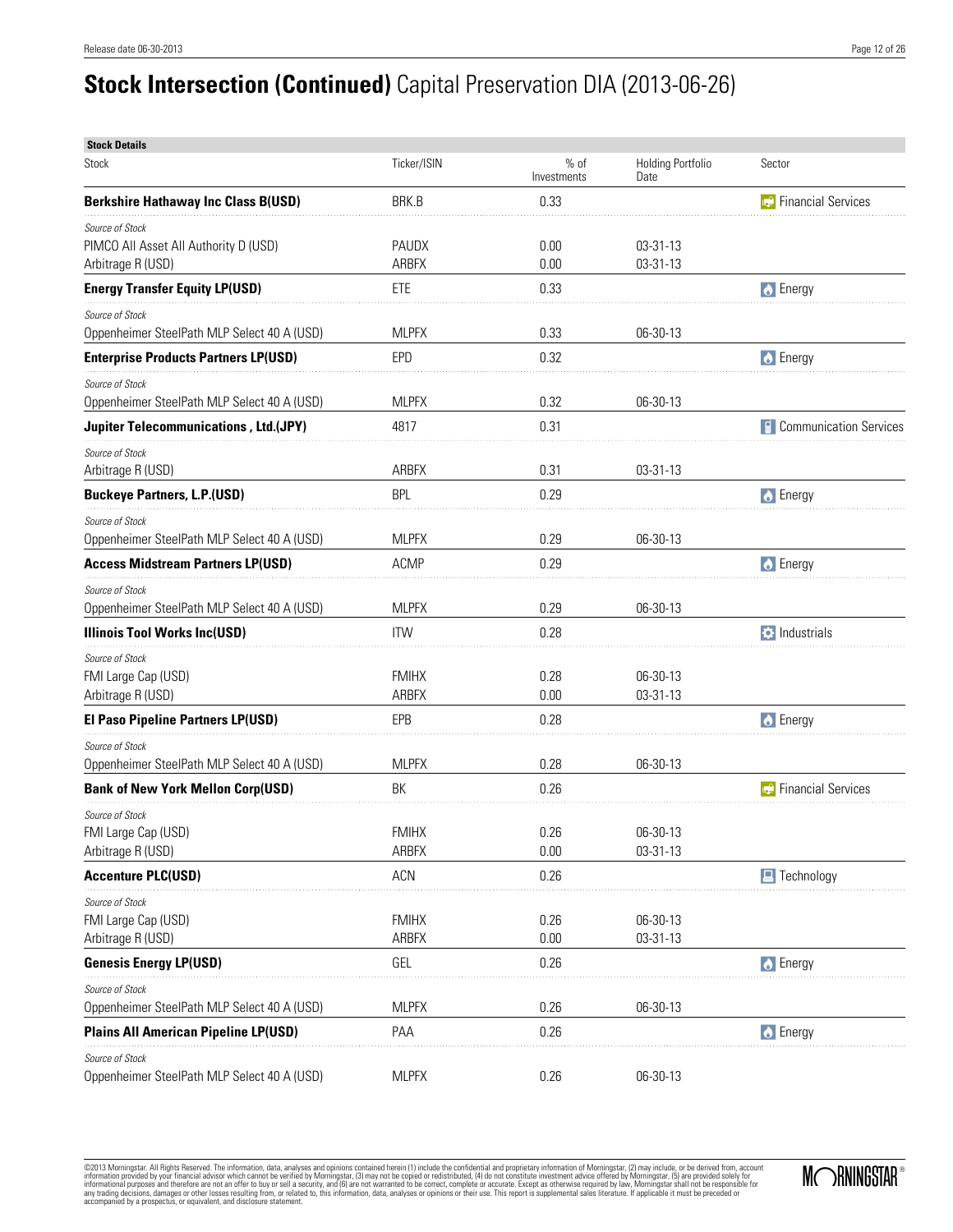# **Stock Intersection (Continued)** Capital Preservation DIA (2013-06-26)

**Stock Details**

| Stock | Ticker/ISIN | % of Investments | Holding Portfolio Date | Sector |
|---|---|---|---|---|
| **Berkshire Hathaway Inc Class B(USD)** | BRK.B | 0.33 | | Financial Services |
| *Source of Stock* | | | | |
| PIMCO All Asset All Authority D (USD) | PAUDX | 0.00 | 03-31-13 | |
| Arbitrage R (USD) | ARBFX | 0.00 | 03-31-13 | |
| **Energy Transfer Equity LP(USD)** | ETE | 0.33 | | Energy |
| *Source of Stock* | | | | |
| Oppenheimer SteelPath MLP Select 40 A (USD) | MLPFX | 0.33 | 06-30-13 | |
| **Enterprise Products Partners LP(USD)** | EPD | 0.32 | | Energy |
| *Source of Stock* | | | | |
| Oppenheimer SteelPath MLP Select 40 A (USD) | MLPFX | 0.32 | 06-30-13 | |
| **Jupiter Telecommunications , Ltd.(JPY)** | 4817 | 0.31 | | Communication Services |
| *Source of Stock* | | | | |
| Arbitrage R (USD) | ARBFX | 0.31 | 03-31-13 | |
| **Buckeye Partners, L.P.(USD)** | BPL | 0.29 | | Energy |
| *Source of Stock* | | | | |
| Oppenheimer SteelPath MLP Select 40 A (USD) | MLPFX | 0.29 | 06-30-13 | |
| **Access Midstream Partners LP(USD)** | ACMP | 0.29 | | Energy |
| *Source of Stock* | | | | |
| Oppenheimer SteelPath MLP Select 40 A (USD) | MLPFX | 0.29 | 06-30-13 | |
| **Illinois Tool Works Inc(USD)** | ITW | 0.28 | | Industrials |
| *Source of Stock* | | | | |
| FMI Large Cap (USD) | FMIHX | 0.28 | 06-30-13 | |
| Arbitrage R (USD) | ARBFX | 0.00 | 03-31-13 | |
| **El Paso Pipeline Partners LP(USD)** | EPB | 0.28 | | Energy |
| *Source of Stock* | | | | |
| Oppenheimer SteelPath MLP Select 40 A (USD) | MLPFX | 0.28 | 06-30-13 | |
| **Bank of New York Mellon Corp(USD)** | BK | 0.26 | | Financial Services |
| *Source of Stock* | | | | |
| FMI Large Cap (USD) | FMIHX | 0.26 | 06-30-13 | |
| Arbitrage R (USD) | ARBFX | 0.00 | 03-31-13 | |
| **Accenture PLC(USD)** | ACN | 0.26 | | Technology |
| *Source of Stock* | | | | |
| FMI Large Cap (USD) | FMIHX | 0.26 | 06-30-13 | |
| Arbitrage R (USD) | ARBFX | 0.00 | 03-31-13 | |
| **Genesis Energy LP(USD)** | GEL | 0.26 | | Energy |
| *Source of Stock* | | | | |
| Oppenheimer SteelPath MLP Select 40 A (USD) | MLPFX | 0.26 | 06-30-13 | |
| **Plains All American Pipeline LP(USD)** | PAA | 0.26 | | Energy |
| *Source of Stock* | | | | |
| Oppenheimer SteelPath MLP Select 40 A (USD) | MLPFX | 0.26 | 06-30-13 | |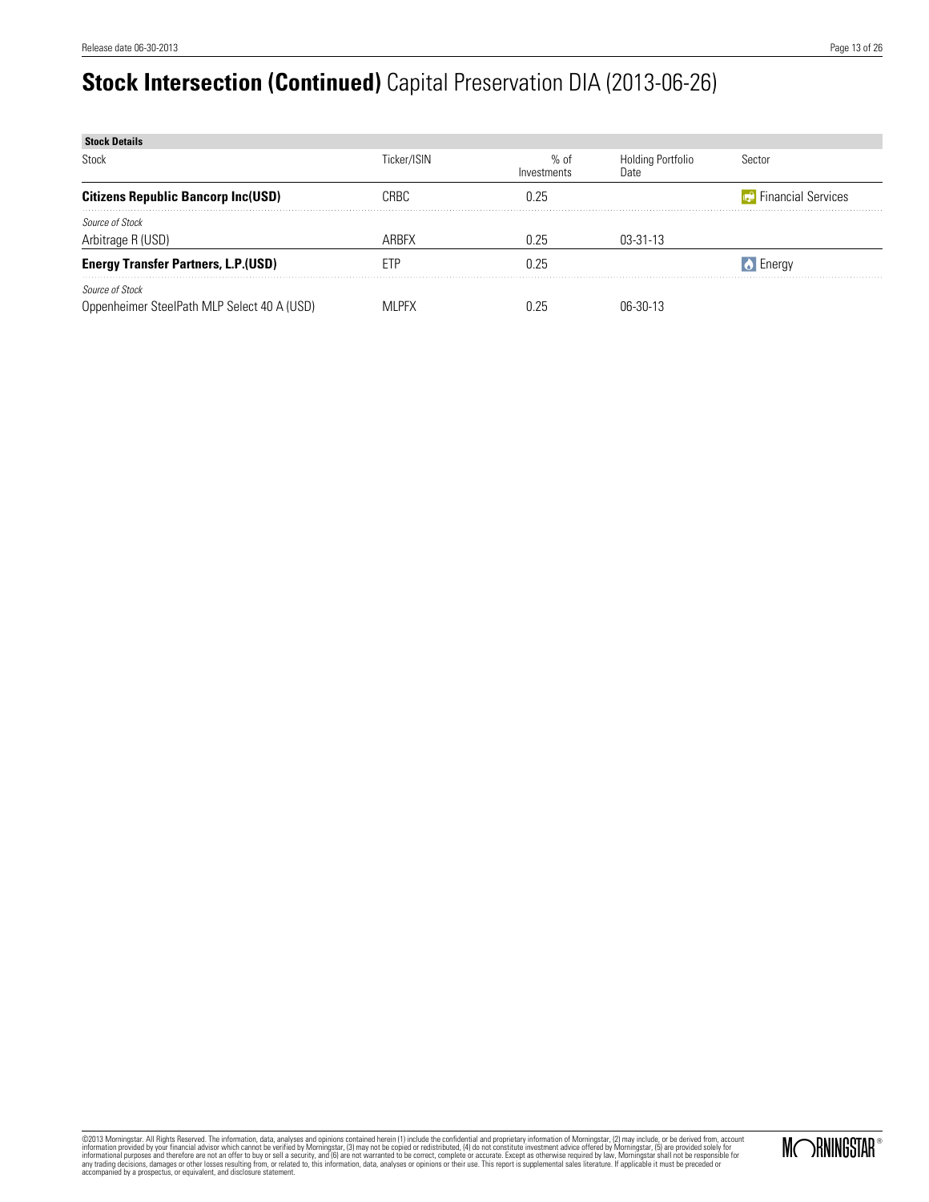# **Stock Intersection (Continued)** Capital Preservation DIA (2013-06-26)

**Stock Details**

| Stock | Ticker/ISIN | % of Investments | Holding Portfolio Date | Sector |
|---|---|---|---|---|
| **Citizens Republic Bancorp Inc(USD)** | CRBC | 0.25 | | Financial Services |
| *Source of Stock* | | | | |
| Arbitrage R (USD) | ARBFX | 0.25 | 03-31-13 | |
| **Energy Transfer Partners, L.P.(USD)** | ETP | 0.25 | | Energy |
| *Source of Stock* | | | | |
| Oppenheimer SteelPath MLP Select 40 A (USD) | MLPFX | 0.25 | 06-30-13 | |

©2013 Morningstar. All Rights Reserved. The information, data, analyses and opinions contained herein (1) include the confidential and proprietary information of Morningstar, (2) may include, or be derived from, account information provided by your financial advisor which cannot be verified by Morningstar, (3) may not be copied or redistributed, (4) do not constitute investment advice offered by Morningstar, (5) are provided solely for informational purposes and therefore are not an offer to buy or sell a security, and (6) are not warranted to be correct, complete or accurate. Except as otherwise required by law, Morningstar shall not be responsible for any trading decisions, damages or other losses resulting from, or related to, this information, data, analyses or opinions or their use. This report is supplemental sales literature. If applicable it must be preceded or accompanied by a prospectus, or equivalent, and disclosure statement.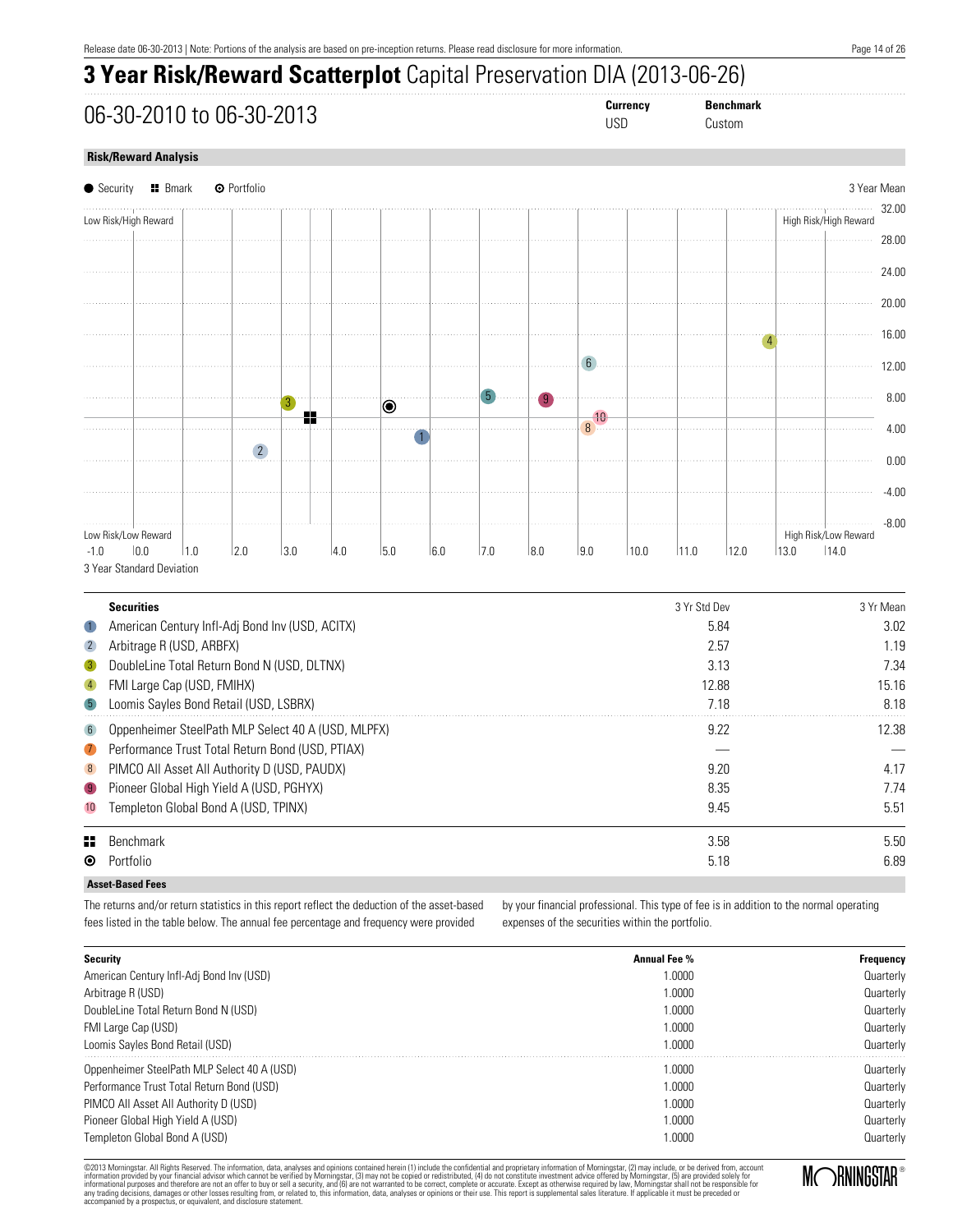# 3 Year Risk/Reward Scatterplot Capital Preservation DIA (2013-06-26)

## 06-30-2010 to 06-30-2013

| Currency | Benchmark |
|---|---|
| USD | Custom |

### Risk/Reward Analysis

● Security ▪ Bmark ⊙ Portfolio — 3 Year Mean

Low Risk/High Reward — High Risk/High Reward — Low Risk/Low Reward — High Risk/Low Reward

3 Year Standard Deviation

| | Securities | 3 Yr Std Dev | 3 Yr Mean |
|---|---|---|---|
| 1 | American Century Infl-Adj Bond Inv (USD, ACITX) | 5.84 | 3.02 |
| 2 | Arbitrage R (USD, ARBFX) | 2.57 | 1.19 |
| 3 | DoubleLine Total Return Bond N (USD, DLTNX) | 3.13 | 7.34 |
| 4 | FMI Large Cap (USD, FMIHX) | 12.88 | 15.16 |
| 5 | Loomis Sayles Bond Retail (USD, LSBRX) | 7.18 | 8.18 |
| 6 | Oppenheimer SteelPath MLP Select 40 A (USD, MLPFX) | 9.22 | 12.38 |
| 7 | Performance Trust Total Return Bond (USD, PTIAX) | — | — |
| 8 | PIMCO All Asset All Authority D (USD, PAUDX) | 9.20 | 4.17 |
| 9 | Pioneer Global High Yield A (USD, PGHYX) | 8.35 | 7.74 |
| 10 | Templeton Global Bond A (USD, TPINX) | 9.45 | 5.51 |
| | Benchmark | 3.58 | 5.50 |
| | Portfolio | 5.18 | 6.89 |

### Asset-Based Fees

The returns and/or return statistics in this report reflect the deduction of the asset-based fees listed in the table below. The annual fee percentage and frequency were provided by your financial professional. This type of fee is in addition to the normal operating expenses of the securities within the portfolio.

| Security | Annual Fee % | Frequency |
|---|---|---|
| American Century Infl-Adj Bond Inv (USD) | 1.0000 | Quarterly |
| Arbitrage R (USD) | 1.0000 | Quarterly |
| DoubleLine Total Return Bond N (USD) | 1.0000 | Quarterly |
| FMI Large Cap (USD) | 1.0000 | Quarterly |
| Loomis Sayles Bond Retail (USD) | 1.0000 | Quarterly |
| Oppenheimer SteelPath MLP Select 40 A (USD) | 1.0000 | Quarterly |
| Performance Trust Total Return Bond (USD) | 1.0000 | Quarterly |
| PIMCO All Asset All Authority D (USD) | 1.0000 | Quarterly |
| Pioneer Global High Yield A (USD) | 1.0000 | Quarterly |
| Templeton Global Bond A (USD) | 1.0000 | Quarterly |

©2013 Morningstar. All Rights Reserved. The information, data, analyses and opinions contained herein (1) include the confidential and proprietary information of Morningstar, (2) may include, or be derived from, account information provided by your financial advisor which cannot be verified by Morningstar, (3) may not be copied or redistributed, (4) do not constitute investment advice offered by Morningstar, (5) are provided solely for informational purposes and therefore are not an offer to buy or sell a security, and (6) are not warranted to be correct, complete or accurate. Except as otherwise required by law, Morningstar shall not be responsible for any trading decisions, damages or other losses resulting from, or related to, this information, data, analyses or opinions or their use. This report is supplemental sales literature. If applicable it must be preceded or accompanied by a prospectus, or equivalent, and disclosure statement.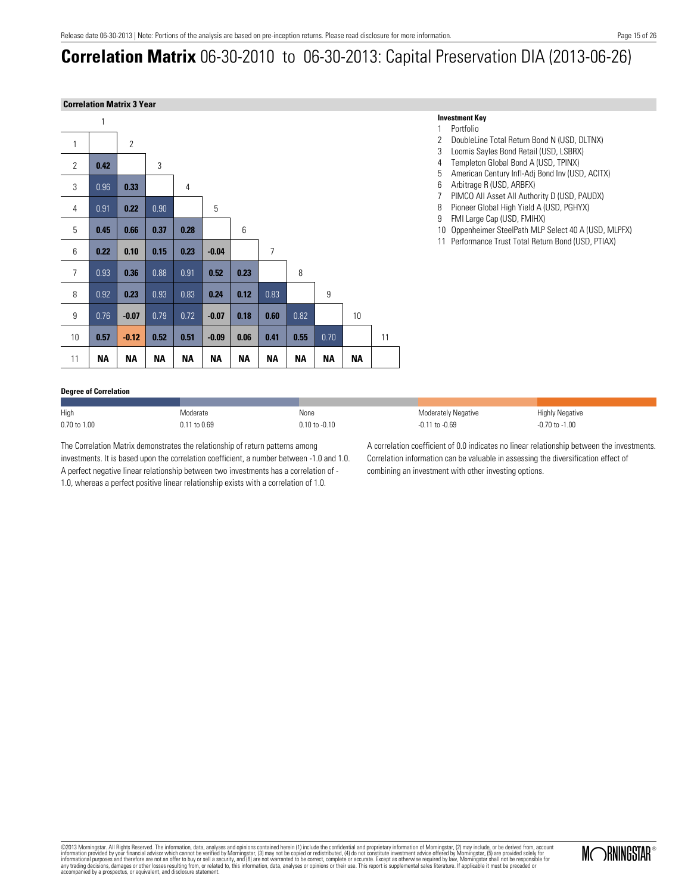# **Correlation Matrix** 06-30-2010 to 06-30-2013: Capital Preservation DIA (2013-06-26)

### Correlation Matrix 3 Year

| | 1 | 2 | 3 | 4 | 5 | 6 | 7 | 8 | 9 | 10 | 11 |
|---|---|---|---|---|---|---|---|---|---|---|---|
| 1 | | | | | | | | | | | |
| 2 | 0.42 | | | | | | | | | | |
| 3 | 0.96 | 0.33 | | | | | | | | | |
| 4 | 0.91 | 0.22 | 0.90 | | | | | | | | |
| 5 | 0.45 | 0.66 | 0.37 | 0.28 | | | | | | | |
| 6 | 0.22 | 0.10 | 0.15 | 0.23 | -0.04 | | | | | | |
| 7 | 0.93 | 0.36 | 0.88 | 0.91 | 0.52 | 0.23 | | | | | |
| 8 | 0.92 | 0.23 | 0.93 | 0.83 | 0.24 | 0.12 | 0.83 | | | | |
| 9 | 0.76 | -0.07 | 0.79 | 0.72 | -0.07 | 0.18 | 0.60 | 0.82 | | | |
| 10 | 0.57 | -0.12 | 0.52 | 0.51 | -0.09 | 0.06 | 0.41 | 0.55 | 0.70 | | |
| 11 | NA | NA | NA | NA | NA | NA | NA | NA | NA | NA | |

**Investment Key**

1. Portfolio
2. DoubleLine Total Return Bond N (USD, DLTNX)
3. Loomis Sayles Bond Retail (USD, LSBRX)
4. Templeton Global Bond A (USD, TPINX)
5. American Century Infl-Adj Bond Inv (USD, ACITX)
6. Arbitrage R (USD, ARBFX)
7. PIMCO All Asset All Authority D (USD, PAUDX)
8. Pioneer Global High Yield A (USD, PGHYX)
9. FMI Large Cap (USD, FMIHX)
10. Oppenheimer SteelPath MLP Select 40 A (USD, MLPFX)
11. Performance Trust Total Return Bond (USD, PTIAX)

**Degree of Correlation**

| High | Moderate | None | Moderately Negative | Highly Negative |
|---|---|---|---|---|
| 0.70 to 1.00 | 0.11 to 0.69 | 0.10 to -0.10 | -0.11 to -0.69 | -0.70 to -1.00 |

The Correlation Matrix demonstrates the relationship of return patterns among investments. It is based upon the correlation coefficient, a number between -1.0 and 1.0. A perfect negative linear relationship between two investments has a correlation of -1.0, whereas a perfect positive linear relationship exists with a correlation of 1.0.

A correlation coefficient of 0.0 indicates no linear relationship between the investments. Correlation information can be valuable in assessing the diversification effect of combining an investment with other investing options.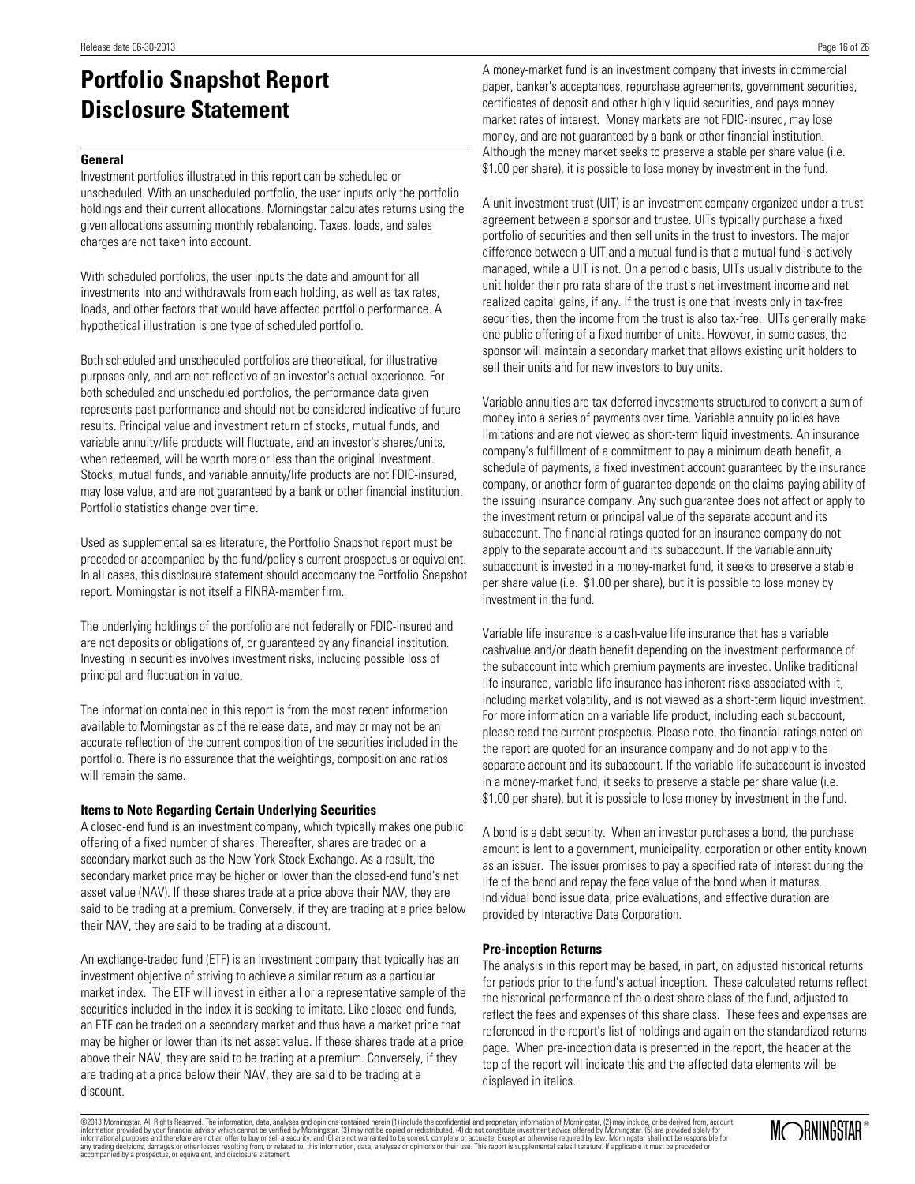# Portfolio Snapshot Report Disclosure Statement

### General

Investment portfolios illustrated in this report can be scheduled or unscheduled. With an unscheduled portfolio, the user inputs only the portfolio holdings and their current allocations. Morningstar calculates returns using the given allocations assuming monthly rebalancing. Taxes, loads, and sales charges are not taken into account.

With scheduled portfolios, the user inputs the date and amount for all investments into and withdrawals from each holding, as well as tax rates, loads, and other factors that would have affected portfolio performance. A hypothetical illustration is one type of scheduled portfolio.

Both scheduled and unscheduled portfolios are theoretical, for illustrative purposes only, and are not reflective of an investor's actual experience. For both scheduled and unscheduled portfolios, the performance data given represents past performance and should not be considered indicative of future results. Principal value and investment return of stocks, mutual funds, and variable annuity/life products will fluctuate, and an investor's shares/units, when redeemed, will be worth more or less than the original investment. Stocks, mutual funds, and variable annuity/life products are not FDIC-insured, may lose value, and are not guaranteed by a bank or other financial institution. Portfolio statistics change over time.

Used as supplemental sales literature, the Portfolio Snapshot report must be preceded or accompanied by the fund/policy's current prospectus or equivalent. In all cases, this disclosure statement should accompany the Portfolio Snapshot report. Morningstar is not itself a FINRA-member firm.

The underlying holdings of the portfolio are not federally or FDIC-insured and are not deposits or obligations of, or guaranteed by any financial institution. Investing in securities involves investment risks, including possible loss of principal and fluctuation in value.

The information contained in this report is from the most recent information available to Morningstar as of the release date, and may or may not be an accurate reflection of the current composition of the securities included in the portfolio. There is no assurance that the weightings, composition and ratios will remain the same.

### Items to Note Regarding Certain Underlying Securities

A closed-end fund is an investment company, which typically makes one public offering of a fixed number of shares. Thereafter, shares are traded on a secondary market such as the New York Stock Exchange. As a result, the secondary market price may be higher or lower than the closed-end fund's net asset value (NAV). If these shares trade at a price above their NAV, they are said to be trading at a premium. Conversely, if they are trading at a price below their NAV, they are said to be trading at a discount.

An exchange-traded fund (ETF) is an investment company that typically has an investment objective of striving to achieve a similar return as a particular market index. The ETF will invest in either all or a representative sample of the securities included in the index it is seeking to imitate. Like closed-end funds, an ETF can be traded on a secondary market and thus have a market price that may be higher or lower than its net asset value. If these shares trade at a price above their NAV, they are said to be trading at a premium. Conversely, if they are trading at a price below their NAV, they are said to be trading at a discount.

A money-market fund is an investment company that invests in commercial paper, banker's acceptances, repurchase agreements, government securities, certificates of deposit and other highly liquid securities, and pays money market rates of interest. Money markets are not FDIC-insured, may lose money, and are not guaranteed by a bank or other financial institution. Although the money market seeks to preserve a stable per share value (i.e. $1.00 per share), it is possible to lose money by investment in the fund.

A unit investment trust (UIT) is an investment company organized under a trust agreement between a sponsor and trustee. UITs typically purchase a fixed portfolio of securities and then sell units in the trust to investors. The major difference between a UIT and a mutual fund is that a mutual fund is actively managed, while a UIT is not. On a periodic basis, UITs usually distribute to the unit holder their pro rata share of the trust's net investment income and net realized capital gains, if any. If the trust is one that invests only in tax-free securities, then the income from the trust is also tax-free. UITs generally make one public offering of a fixed number of units. However, in some cases, the sponsor will maintain a secondary market that allows existing unit holders to sell their units and for new investors to buy units.

Variable annuities are tax-deferred investments structured to convert a sum of money into a series of payments over time. Variable annuity policies have limitations and are not viewed as short-term liquid investments. An insurance company's fulfillment of a commitment to pay a minimum death benefit, a schedule of payments, a fixed investment account guaranteed by the insurance company, or another form of guarantee depends on the claims-paying ability of the issuing insurance company. Any such guarantee does not affect or apply to the investment return or principal value of the separate account and its subaccount. The financial ratings quoted for an insurance company do not apply to the separate account and its subaccount. If the variable annuity subaccount is invested in a money-market fund, it seeks to preserve a stable per share value (i.e. $1.00 per share), but it is possible to lose money by investment in the fund.

Variable life insurance is a cash-value life insurance that has a variable cashvalue and/or death benefit depending on the investment performance of the subaccount into which premium payments are invested. Unlike traditional life insurance, variable life insurance has inherent risks associated with it, including market volatility, and is not viewed as a short-term liquid investment. For more information on a variable life product, including each subaccount, please read the current prospectus. Please note, the financial ratings noted on the report are quoted for an insurance company and do not apply to the separate account and its subaccount. If the variable life subaccount is invested in a money-market fund, it seeks to preserve a stable per share value (i.e. $1.00 per share), but it is possible to lose money by investment in the fund.

A bond is a debt security. When an investor purchases a bond, the purchase amount is lent to a government, municipality, corporation or other entity known as an issuer. The issuer promises to pay a specified rate of interest during the life of the bond and repay the face value of the bond when it matures. Individual bond issue data, price evaluations, and effective duration are provided by Interactive Data Corporation.

### Pre-inception Returns

The analysis in this report may be based, in part, on adjusted historical returns for periods prior to the fund's actual inception. These calculated returns reflect the historical performance of the oldest share class of the fund, adjusted to reflect the fees and expenses of this share class. These fees and expenses are referenced in the report's list of holdings and again on the standardized returns page. When pre-inception data is presented in the report, the header at the top of the report will indicate this and the affected data elements will be displayed in italics.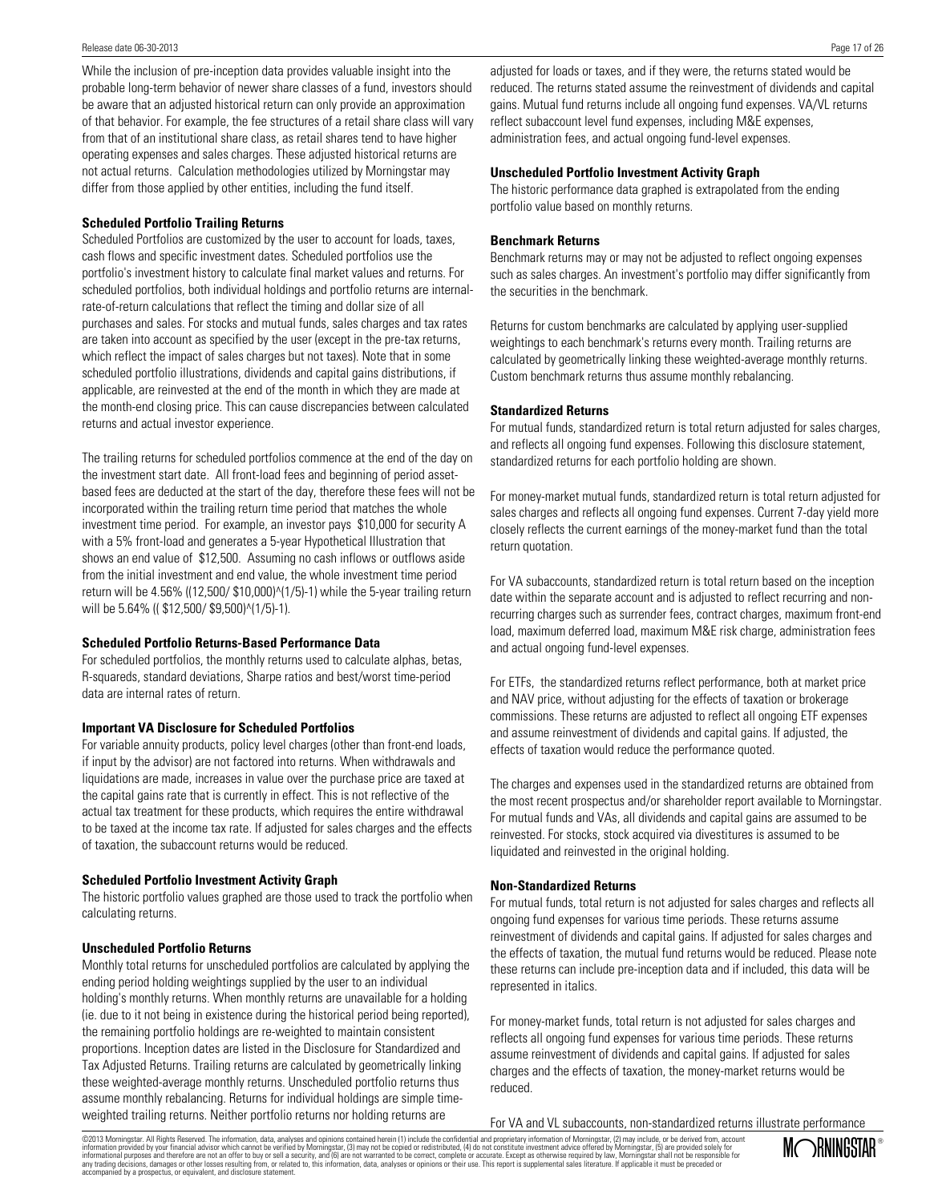While the inclusion of pre-inception data provides valuable insight into the probable long-term behavior of newer share classes of a fund, investors should be aware that an adjusted historical return can only provide an approximation of that behavior. For example, the fee structures of a retail share class will vary from that of an institutional share class, as retail shares tend to have higher operating expenses and sales charges. These adjusted historical returns are not actual returns. Calculation methodologies utilized by Morningstar may differ from those applied by other entities, including the fund itself.

**Scheduled Portfolio Trailing Returns**

Scheduled Portfolios are customized by the user to account for loads, taxes, cash flows and specific investment dates. Scheduled portfolios use the portfolio's investment history to calculate final market values and returns. For scheduled portfolios, both individual holdings and portfolio returns are internal-rate-of-return calculations that reflect the timing and dollar size of all purchases and sales. For stocks and mutual funds, sales charges and tax rates are taken into account as specified by the user (except in the pre-tax returns, which reflect the impact of sales charges but not taxes). Note that in some scheduled portfolio illustrations, dividends and capital gains distributions, if applicable, are reinvested at the end of the month in which they are made at the month-end closing price. This can cause discrepancies between calculated returns and actual investor experience.

The trailing returns for scheduled portfolios commence at the end of the day on the investment start date. All front-load fees and beginning of period asset-based fees are deducted at the start of the day, therefore these fees will not be incorporated within the trailing return time period that matches the whole investment time period. For example, an investor pays $10,000 for security A with a 5% front-load and generates a 5-year Hypothetical Illustration that shows an end value of $12,500. Assuming no cash inflows or outflows aside from the initial investment and end value, the whole investment time period return will be 4.56% ((12,500/ $10,000)^(1/5)-1) while the 5-year trailing return will be 5.64% (( $12,500/ $9,500)^(1/5)-1).

**Scheduled Portfolio Returns-Based Performance Data**

For scheduled portfolios, the monthly returns used to calculate alphas, betas, R-squareds, standard deviations, Sharpe ratios and best/worst time-period data are internal rates of return.

**Important VA Disclosure for Scheduled Portfolios**

For variable annuity products, policy level charges (other than front-end loads, if input by the advisor) are not factored into returns. When withdrawals and liquidations are made, increases in value over the purchase price are taxed at the capital gains rate that is currently in effect. This is not reflective of the actual tax treatment for these products, which requires the entire withdrawal to be taxed at the income tax rate. If adjusted for sales charges and the effects of taxation, the subaccount returns would be reduced.

**Scheduled Portfolio Investment Activity Graph**

The historic portfolio values graphed are those used to track the portfolio when calculating returns.

**Unscheduled Portfolio Returns**

Monthly total returns for unscheduled portfolios are calculated by applying the ending period holding weightings supplied by the user to an individual holding's monthly returns. When monthly returns are unavailable for a holding (ie. due to it not being in existence during the historical period being reported), the remaining portfolio holdings are re-weighted to maintain consistent proportions. Inception dates are listed in the Disclosure for Standardized and Tax Adjusted Returns. Trailing returns are calculated by geometrically linking these weighted-average monthly returns. Unscheduled portfolio returns thus assume monthly rebalancing. Returns for individual holdings are simple time-weighted trailing returns. Neither portfolio returns nor holding returns are adjusted for loads or taxes, and if they were, the returns stated would be reduced. The returns stated assume the reinvestment of dividends and capital gains. Mutual fund returns include all ongoing fund expenses. VA/VL returns reflect subaccount level fund expenses, including M&E expenses, administration fees, and actual ongoing fund-level expenses.

**Unscheduled Portfolio Investment Activity Graph**

The historic performance data graphed is extrapolated from the ending portfolio value based on monthly returns.

**Benchmark Returns**

Benchmark returns may or may not be adjusted to reflect ongoing expenses such as sales charges. An investment's portfolio may differ significantly from the securities in the benchmark.

Returns for custom benchmarks are calculated by applying user-supplied weightings to each benchmark's returns every month. Trailing returns are calculated by geometrically linking these weighted-average monthly returns. Custom benchmark returns thus assume monthly rebalancing.

**Standardized Returns**

For mutual funds, standardized return is total return adjusted for sales charges, and reflects all ongoing fund expenses. Following this disclosure statement, standardized returns for each portfolio holding are shown.

For money-market mutual funds, standardized return is total return adjusted for sales charges and reflects all ongoing fund expenses. Current 7-day yield more closely reflects the current earnings of the money-market fund than the total return quotation.

For VA subaccounts, standardized return is total return based on the inception date within the separate account and is adjusted to reflect recurring and non-recurring charges such as surrender fees, contract charges, maximum front-end load, maximum deferred load, maximum M&E risk charge, administration fees and actual ongoing fund-level expenses.

For ETFs, the standardized returns reflect performance, both at market price and NAV price, without adjusting for the effects of taxation or brokerage commissions. These returns are adjusted to reflect all ongoing ETF expenses and assume reinvestment of dividends and capital gains. If adjusted, the effects of taxation would reduce the performance quoted.

The charges and expenses used in the standardized returns are obtained from the most recent prospectus and/or shareholder report available to Morningstar. For mutual funds and VAs, all dividends and capital gains are assumed to be reinvested. For stocks, stock acquired via divestitures is assumed to be liquidated and reinvested in the original holding.

**Non-Standardized Returns**

For mutual funds, total return is not adjusted for sales charges and reflects all ongoing fund expenses for various time periods. These returns assume reinvestment of dividends and capital gains. If adjusted for sales charges and the effects of taxation, the mutual fund returns would be reduced. Please note these returns can include pre-inception data and if included, this data will be represented in italics.

For money-market funds, total return is not adjusted for sales charges and reflects all ongoing fund expenses for various time periods. These returns assume reinvestment of dividends and capital gains. If adjusted for sales charges and the effects of taxation, the money-market returns would be reduced.

For VA and VL subaccounts, non-standardized returns illustrate performance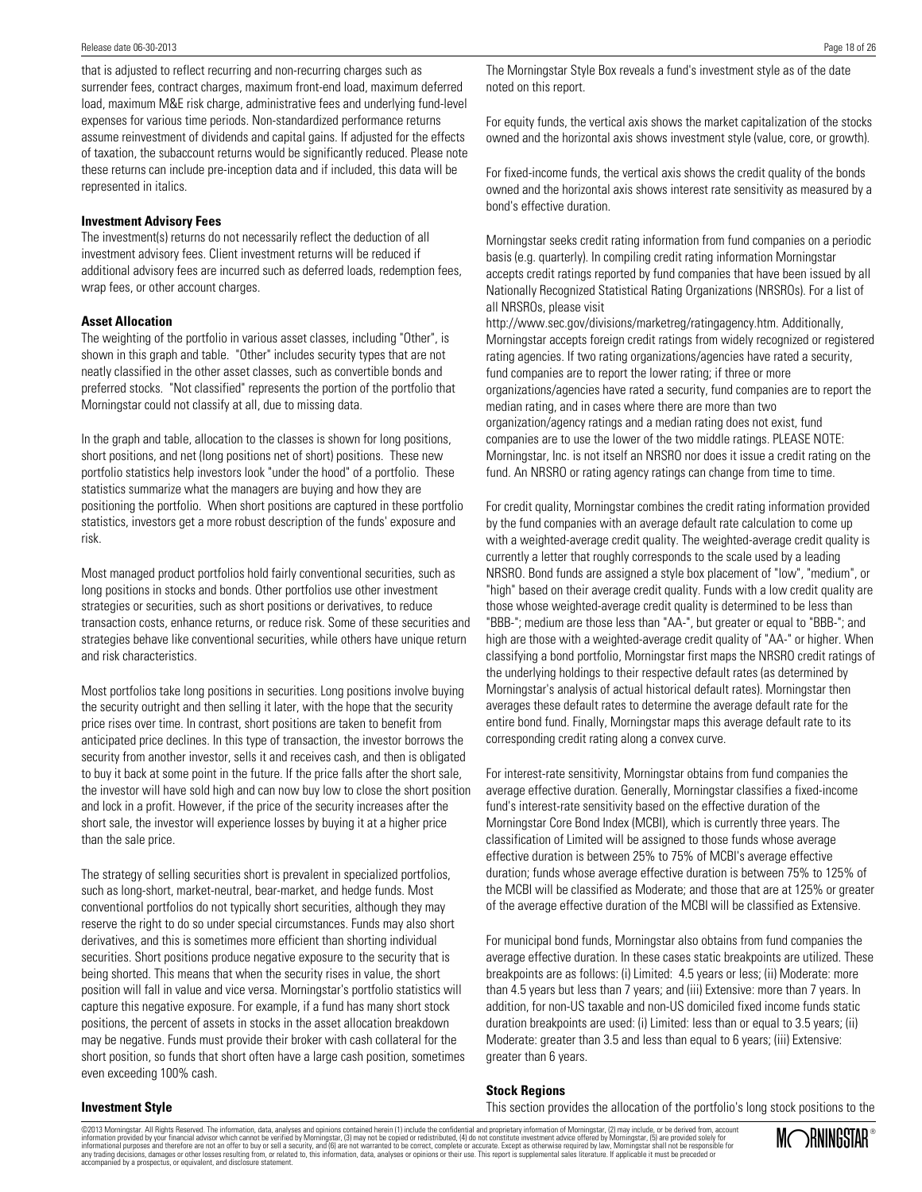that is adjusted to reflect recurring and non-recurring charges such as surrender fees, contract charges, maximum front-end load, maximum deferred load, maximum M&E risk charge, administrative fees and underlying fund-level expenses for various time periods. Non-standardized performance returns assume reinvestment of dividends and capital gains. If adjusted for the effects of taxation, the subaccount returns would be significantly reduced. Please note these returns can include pre-inception data and if included, this data will be represented in italics.

**Investment Advisory Fees**

The investment(s) returns do not necessarily reflect the deduction of all investment advisory fees. Client investment returns will be reduced if additional advisory fees are incurred such as deferred loads, redemption fees, wrap fees, or other account charges.

**Asset Allocation**

The weighting of the portfolio in various asset classes, including "Other", is shown in this graph and table. "Other" includes security types that are not neatly classified in the other asset classes, such as convertible bonds and preferred stocks. "Not classified" represents the portion of the portfolio that Morningstar could not classify at all, due to missing data.

In the graph and table, allocation to the classes is shown for long positions, short positions, and net (long positions net of short) positions. These new portfolio statistics help investors look "under the hood" of a portfolio. These statistics summarize what the managers are buying and how they are positioning the portfolio. When short positions are captured in these portfolio statistics, investors get a more robust description of the funds' exposure and risk.

Most managed product portfolios hold fairly conventional securities, such as long positions in stocks and bonds. Other portfolios use other investment strategies or securities, such as short positions or derivatives, to reduce transaction costs, enhance returns, or reduce risk. Some of these securities and strategies behave like conventional securities, while others have unique return and risk characteristics.

Most portfolios take long positions in securities. Long positions involve buying the security outright and then selling it later, with the hope that the security price rises over time. In contrast, short positions are taken to benefit from anticipated price declines. In this type of transaction, the investor borrows the security from another investor, sells it and receives cash, and then is obligated to buy it back at some point in the future. If the price falls after the short sale, the investor will have sold high and can now buy low to close the short position and lock in a profit. However, if the price of the security increases after the short sale, the investor will experience losses by buying it at a higher price than the sale price.

The strategy of selling securities short is prevalent in specialized portfolios, such as long-short, market-neutral, bear-market, and hedge funds. Most conventional portfolios do not typically short securities, although they may reserve the right to do so under special circumstances. Funds may also short derivatives, and this is sometimes more efficient than shorting individual securities. Short positions produce negative exposure to the security that is being shorted. This means that when the security rises in value, the short position will fall in value and vice versa. Morningstar's portfolio statistics will capture this negative exposure. For example, if a fund has many short stock positions, the percent of assets in stocks in the asset allocation breakdown may be negative. Funds must provide their broker with cash collateral for the short position, so funds that short often have a large cash position, sometimes even exceeding 100% cash.

**Investment Style**

The Morningstar Style Box reveals a fund's investment style as of the date noted on this report.

For equity funds, the vertical axis shows the market capitalization of the stocks owned and the horizontal axis shows investment style (value, core, or growth).

For fixed-income funds, the vertical axis shows the credit quality of the bonds owned and the horizontal axis shows interest rate sensitivity as measured by a bond's effective duration.

Morningstar seeks credit rating information from fund companies on a periodic basis (e.g. quarterly). In compiling credit rating information Morningstar accepts credit ratings reported by fund companies that have been issued by all Nationally Recognized Statistical Rating Organizations (NRSROs). For a list of all NRSROs, please visit http://www.sec.gov/divisions/marketreg/ratingagency.htm. Additionally, Morningstar accepts foreign credit ratings from widely recognized or registered rating agencies. If two rating organizations/agencies have rated a security, fund companies are to report the lower rating; if three or more organizations/agencies have rated a security, fund companies are to report the median rating, and in cases where there are more than two organization/agency ratings and a median rating does not exist, fund companies are to use the lower of the two middle ratings. PLEASE NOTE: Morningstar, Inc. is not itself an NRSRO nor does it issue a credit rating on the fund. An NRSRO or rating agency ratings can change from time to time.

For credit quality, Morningstar combines the credit rating information provided by the fund companies with an average default rate calculation to come up with a weighted-average credit quality. The weighted-average credit quality is currently a letter that roughly corresponds to the scale used by a leading NRSRO. Bond funds are assigned a style box placement of "low", "medium", or "high" based on their average credit quality. Funds with a low credit quality are those whose weighted-average credit quality is determined to be less than "BBB-"; medium are those less than "AA-", but greater or equal to "BBB-"; and high are those with a weighted-average credit quality of "AA-" or higher. When classifying a bond portfolio, Morningstar first maps the NRSRO credit ratings of the underlying holdings to their respective default rates (as determined by Morningstar's analysis of actual historical default rates). Morningstar then averages these default rates to determine the average default rate for the entire bond fund. Finally, Morningstar maps this average default rate to its corresponding credit rating along a convex curve.

For interest-rate sensitivity, Morningstar obtains from fund companies the average effective duration. Generally, Morningstar classifies a fixed-income fund's interest-rate sensitivity based on the effective duration of the Morningstar Core Bond Index (MCBI), which is currently three years. The classification of Limited will be assigned to those funds whose average effective duration is between 25% to 75% of MCBI's average effective duration; funds whose average effective duration is between 75% to 125% of the MCBI will be classified as Moderate; and those that are at 125% or greater of the average effective duration of the MCBI will be classified as Extensive.

For municipal bond funds, Morningstar also obtains from fund companies the average effective duration. In these cases static breakpoints are utilized. These breakpoints are as follows: (i) Limited: 4.5 years or less; (ii) Moderate: more than 4.5 years but less than 7 years; and (iii) Extensive: more than 7 years. In addition, for non-US taxable and non-US domiciled fixed income funds static duration breakpoints are used: (i) Limited: less than or equal to 3.5 years; (ii) Moderate: greater than 3.5 and less than equal to 6 years; (iii) Extensive: greater than 6 years.

**Stock Regions**

This section provides the allocation of the portfolio's long stock positions to the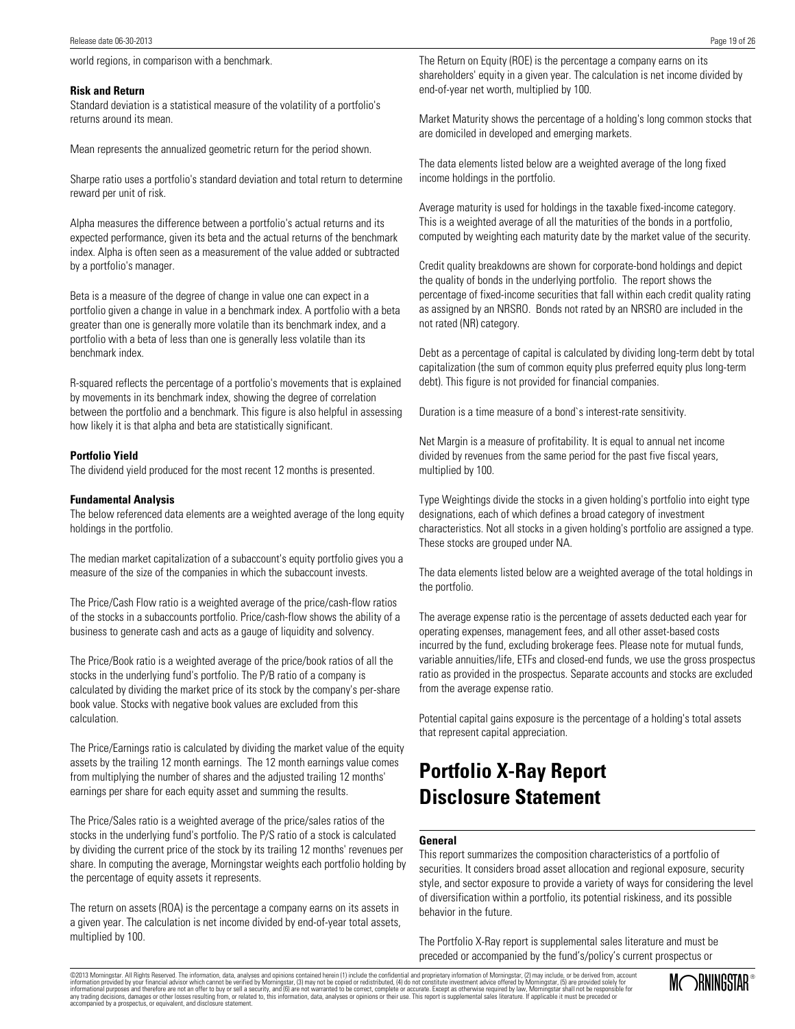world regions, in comparison with a benchmark.

**Risk and Return**

Standard deviation is a statistical measure of the volatility of a portfolio's returns around its mean.

Mean represents the annualized geometric return for the period shown.

Sharpe ratio uses a portfolio's standard deviation and total return to determine reward per unit of risk.

Alpha measures the difference between a portfolio's actual returns and its expected performance, given its beta and the actual returns of the benchmark index. Alpha is often seen as a measurement of the value added or subtracted by a portfolio's manager.

Beta is a measure of the degree of change in value one can expect in a portfolio given a change in value in a benchmark index. A portfolio with a beta greater than one is generally more volatile than its benchmark index, and a portfolio with a beta of less than one is generally less volatile than its benchmark index.

R-squared reflects the percentage of a portfolio's movements that is explained by movements in its benchmark index, showing the degree of correlation between the portfolio and a benchmark. This figure is also helpful in assessing how likely it is that alpha and beta are statistically significant.

**Portfolio Yield**

The dividend yield produced for the most recent 12 months is presented.

**Fundamental Analysis**

The below referenced data elements are a weighted average of the long equity holdings in the portfolio.

The median market capitalization of a subaccount's equity portfolio gives you a measure of the size of the companies in which the subaccount invests.

The Price/Cash Flow ratio is a weighted average of the price/cash-flow ratios of the stocks in a subaccounts portfolio. Price/cash-flow shows the ability of a business to generate cash and acts as a gauge of liquidity and solvency.

The Price/Book ratio is a weighted average of the price/book ratios of all the stocks in the underlying fund's portfolio. The P/B ratio of a company is calculated by dividing the market price of its stock by the company's per-share book value. Stocks with negative book values are excluded from this calculation.

The Price/Earnings ratio is calculated by dividing the market value of the equity assets by the trailing 12 month earnings. The 12 month earnings value comes from multiplying the number of shares and the adjusted trailing 12 months' earnings per share for each equity asset and summing the results.

The Price/Sales ratio is a weighted average of the price/sales ratios of the stocks in the underlying fund's portfolio. The P/S ratio of a stock is calculated by dividing the current price of the stock by its trailing 12 months' revenues per share. In computing the average, Morningstar weights each portfolio holding by the percentage of equity assets it represents.

The return on assets (ROA) is the percentage a company earns on its assets in a given year. The calculation is net income divided by end-of-year total assets, multiplied by 100.

The Return on Equity (ROE) is the percentage a company earns on its shareholders' equity in a given year. The calculation is net income divided by end-of-year net worth, multiplied by 100.

Market Maturity shows the percentage of a holding's long common stocks that are domiciled in developed and emerging markets.

The data elements listed below are a weighted average of the long fixed income holdings in the portfolio.

Average maturity is used for holdings in the taxable fixed-income category. This is a weighted average of all the maturities of the bonds in a portfolio, computed by weighting each maturity date by the market value of the security.

Credit quality breakdowns are shown for corporate-bond holdings and depict the quality of bonds in the underlying portfolio. The report shows the percentage of fixed-income securities that fall within each credit quality rating as assigned by an NRSRO. Bonds not rated by an NRSRO are included in the not rated (NR) category.

Debt as a percentage of capital is calculated by dividing long-term debt by total capitalization (the sum of common equity plus preferred equity plus long-term debt). This figure is not provided for financial companies.

Duration is a time measure of a bond`s interest-rate sensitivity.

Net Margin is a measure of profitability. It is equal to annual net income divided by revenues from the same period for the past five fiscal years, multiplied by 100.

Type Weightings divide the stocks in a given holding's portfolio into eight type designations, each of which defines a broad category of investment characteristics. Not all stocks in a given holding's portfolio are assigned a type. These stocks are grouped under NA.

The data elements listed below are a weighted average of the total holdings in the portfolio.

The average expense ratio is the percentage of assets deducted each year for operating expenses, management fees, and all other asset-based costs incurred by the fund, excluding brokerage fees. Please note for mutual funds, variable annuities/life, ETFs and closed-end funds, we use the gross prospectus ratio as provided in the prospectus. Separate accounts and stocks are excluded from the average expense ratio.

Potential capital gains exposure is the percentage of a holding's total assets that represent capital appreciation.

# Portfolio X-Ray Report Disclosure Statement

**General**

This report summarizes the composition characteristics of a portfolio of securities. It considers broad asset allocation and regional exposure, security style, and sector exposure to provide a variety of ways for considering the level of diversification within a portfolio, its potential riskiness, and its possible behavior in the future.

The Portfolio X-Ray report is supplemental sales literature and must be preceded or accompanied by the fund's/policy's current prospectus or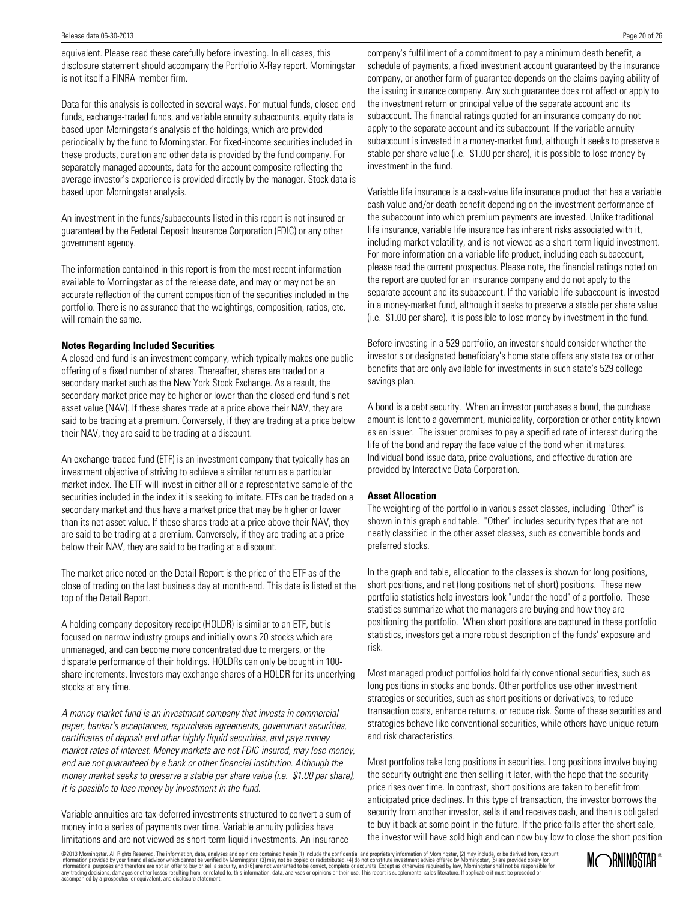equivalent. Please read these carefully before investing. In all cases, this disclosure statement should accompany the Portfolio X-Ray report. Morningstar is not itself a FINRA-member firm.

Data for this analysis is collected in several ways. For mutual funds, closed-end funds, exchange-traded funds, and variable annuity subaccounts, equity data is based upon Morningstar's analysis of the holdings, which are provided periodically by the fund to Morningstar. For fixed-income securities included in these products, duration and other data is provided by the fund company. For separately managed accounts, data for the account composite reflecting the average investor's experience is provided directly by the manager. Stock data is based upon Morningstar analysis.

An investment in the funds/subaccounts listed in this report is not insured or guaranteed by the Federal Deposit Insurance Corporation (FDIC) or any other government agency.

The information contained in this report is from the most recent information available to Morningstar as of the release date, and may or may not be an accurate reflection of the current composition of the securities included in the portfolio. There is no assurance that the weightings, composition, ratios, etc. will remain the same.

**Notes Regarding Included Securities**

A closed-end fund is an investment company, which typically makes one public offering of a fixed number of shares. Thereafter, shares are traded on a secondary market such as the New York Stock Exchange. As a result, the secondary market price may be higher or lower than the closed-end fund's net asset value (NAV). If these shares trade at a price above their NAV, they are said to be trading at a premium. Conversely, if they are trading at a price below their NAV, they are said to be trading at a discount.

An exchange-traded fund (ETF) is an investment company that typically has an investment objective of striving to achieve a similar return as a particular market index. The ETF will invest in either all or a representative sample of the securities included in the index it is seeking to imitate. ETFs can be traded on a secondary market and thus have a market price that may be higher or lower than its net asset value. If these shares trade at a price above their NAV, they are said to be trading at a premium. Conversely, if they are trading at a price below their NAV, they are said to be trading at a discount.

The market price noted on the Detail Report is the price of the ETF as of the close of trading on the last business day at month-end. This date is listed at the top of the Detail Report.

A holding company depository receipt (HOLDR) is similar to an ETF, but is focused on narrow industry groups and initially owns 20 stocks which are unmanaged, and can become more concentrated due to mergers, or the disparate performance of their holdings. HOLDRs can only be bought in 100-share increments. Investors may exchange shares of a HOLDR for its underlying stocks at any time.

*A money market fund is an investment company that invests in commercial paper, banker's acceptances, repurchase agreements, government securities, certificates of deposit and other highly liquid securities, and pays money market rates of interest. Money markets are not FDIC-insured, may lose money, and are not guaranteed by a bank or other financial institution. Although the money market seeks to preserve a stable per share value (i.e. $1.00 per share), it is possible to lose money by investment in the fund.*

Variable annuities are tax-deferred investments structured to convert a sum of money into a series of payments over time. Variable annuity policies have limitations and are not viewed as short-term liquid investments. An insurance company's fulfillment of a commitment to pay a minimum death benefit, a schedule of payments, a fixed investment account guaranteed by the insurance company, or another form of guarantee depends on the claims-paying ability of the issuing insurance company. Any such guarantee does not affect or apply to the investment return or principal value of the separate account and its subaccount. The financial ratings quoted for an insurance company do not apply to the separate account and its subaccount. If the variable annuity subaccount is invested in a money-market fund, although it seeks to preserve a stable per share value (i.e. $1.00 per share), it is possible to lose money by investment in the fund.

Variable life insurance is a cash-value life insurance product that has a variable cash value and/or death benefit depending on the investment performance of the subaccount into which premium payments are invested. Unlike traditional life insurance, variable life insurance has inherent risks associated with it, including market volatility, and is not viewed as a short-term liquid investment. For more information on a variable life product, including each subaccount, please read the current prospectus. Please note, the financial ratings noted on the report are quoted for an insurance company and do not apply to the separate account and its subaccount. If the variable life subaccount is invested in a money-market fund, although it seeks to preserve a stable per share value (i.e. $1.00 per share), it is possible to lose money by investment in the fund.

Before investing in a 529 portfolio, an investor should consider whether the investor's or designated beneficiary's home state offers any state tax or other benefits that are only available for investments in such state's 529 college savings plan.

A bond is a debt security. When an investor purchases a bond, the purchase amount is lent to a government, municipality, corporation or other entity known as an issuer. The issuer promises to pay a specified rate of interest during the life of the bond and repay the face value of the bond when it matures. Individual bond issue data, price evaluations, and effective duration are provided by Interactive Data Corporation.

**Asset Allocation**

The weighting of the portfolio in various asset classes, including "Other" is shown in this graph and table. "Other" includes security types that are not neatly classified in the other asset classes, such as convertible bonds and preferred stocks.

In the graph and table, allocation to the classes is shown for long positions, short positions, and net (long positions net of short) positions. These new portfolio statistics help investors look "under the hood" of a portfolio. These statistics summarize what the managers are buying and how they are positioning the portfolio. When short positions are captured in these portfolio statistics, investors get a more robust description of the funds' exposure and risk.

Most managed product portfolios hold fairly conventional securities, such as long positions in stocks and bonds. Other portfolios use other investment strategies or securities, such as short positions or derivatives, to reduce transaction costs, enhance returns, or reduce risk. Some of these securities and strategies behave like conventional securities, while others have unique return and risk characteristics.

Most portfolios take long positions in securities. Long positions involve buying the security outright and then selling it later, with the hope that the security price rises over time. In contrast, short positions are taken to benefit from anticipated price declines. In this type of transaction, the investor borrows the security from another investor, sells it and receives cash, and then is obligated to buy it back at some point in the future. If the price falls after the short sale, the investor will have sold high and can now buy low to close the short position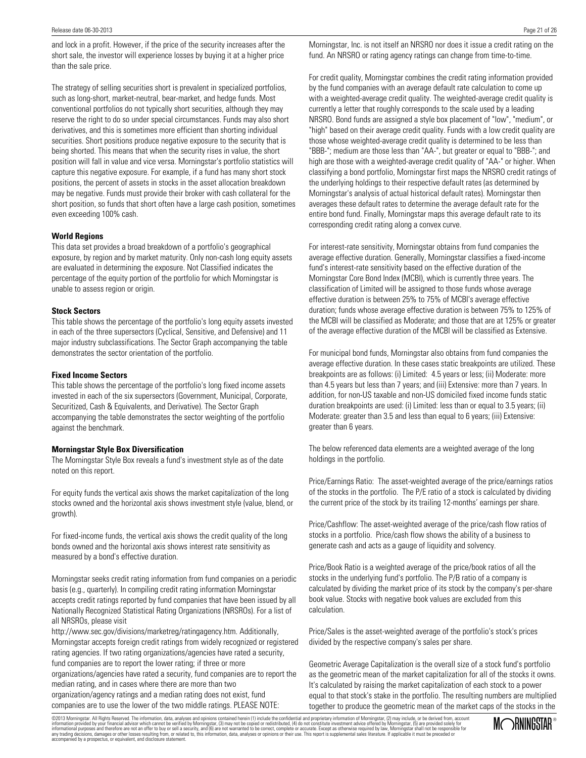and lock in a profit. However, if the price of the security increases after the short sale, the investor will experience losses by buying it at a higher price than the sale price.

The strategy of selling securities short is prevalent in specialized portfolios, such as long-short, market-neutral, bear-market, and hedge funds. Most conventional portfolios do not typically short securities, although they may reserve the right to do so under special circumstances. Funds may also short derivatives, and this is sometimes more efficient than shorting individual securities. Short positions produce negative exposure to the security that is being shorted. This means that when the security rises in value, the short position will fall in value and vice versa. Morningstar's portfolio statistics will capture this negative exposure. For example, if a fund has many short stock positions, the percent of assets in stocks in the asset allocation breakdown may be negative. Funds must provide their broker with cash collateral for the short position, so funds that short often have a large cash position, sometimes even exceeding 100% cash.

**World Regions**

This data set provides a broad breakdown of a portfolio's geographical exposure, by region and by market maturity. Only non-cash long equity assets are evaluated in determining the exposure. Not Classified indicates the percentage of the equity portion of the portfolio for which Morningstar is unable to assess region or origin.

**Stock Sectors**

This table shows the percentage of the portfolio's long equity assets invested in each of the three supersectors (Cyclical, Sensitive, and Defensive) and 11 major industry subclassifications. The Sector Graph accompanying the table demonstrates the sector orientation of the portfolio.

**Fixed Income Sectors**

This table shows the percentage of the portfolio's long fixed income assets invested in each of the six supersectors (Government, Municipal, Corporate, Securitized, Cash & Equivalents, and Derivative). The Sector Graph accompanying the table demonstrates the sector weighting of the portfolio against the benchmark.

**Morningstar Style Box Diversification**

The Morningstar Style Box reveals a fund's investment style as of the date noted on this report.

For equity funds the vertical axis shows the market capitalization of the long stocks owned and the horizontal axis shows investment style (value, blend, or growth).

For fixed-income funds, the vertical axis shows the credit quality of the long bonds owned and the horizontal axis shows interest rate sensitivity as measured by a bond's effective duration.

Morningstar seeks credit rating information from fund companies on a periodic basis (e.g., quarterly). In compiling credit rating information Morningstar accepts credit ratings reported by fund companies that have been issued by all Nationally Recognized Statistical Rating Organizations (NRSROs). For a list of all NRSROs, please visit http://www.sec.gov/divisions/marketreg/ratingagency.htm. Additionally, Morningstar accepts foreign credit ratings from widely recognized or registered rating agencies. If two rating organizations/agencies have rated a security, fund companies are to report the lower rating; if three or more organizations/agencies have rated a security, fund companies are to report the median rating, and in cases where there are more than two organization/agency ratings and a median rating does not exist, fund companies are to use the lower of the two middle ratings. PLEASE NOTE: Morningstar, Inc. is not itself an NRSRO nor does it issue a credit rating on the fund. An NRSRO or rating agency ratings can change from time-to-time.

For credit quality, Morningstar combines the credit rating information provided by the fund companies with an average default rate calculation to come up with a weighted-average credit quality. The weighted-average credit quality is currently a letter that roughly corresponds to the scale used by a leading NRSRO. Bond funds are assigned a style box placement of "low", "medium", or "high" based on their average credit quality. Funds with a low credit quality are those whose weighted-average credit quality is determined to be less than "BBB-"; medium are those less than "AA-", but greater or equal to "BBB-"; and high are those with a weighted-average credit quality of "AA-" or higher. When classifying a bond portfolio, Morningstar first maps the NRSRO credit ratings of the underlying holdings to their respective default rates (as determined by Morningstar's analysis of actual historical default rates). Morningstar then averages these default rates to determine the average default rate for the entire bond fund. Finally, Morningstar maps this average default rate to its corresponding credit rating along a convex curve.

For interest-rate sensitivity, Morningstar obtains from fund companies the average effective duration. Generally, Morningstar classifies a fixed-income fund's interest-rate sensitivity based on the effective duration of the Morningstar Core Bond Index (MCBI), which is currently three years. The classification of Limited will be assigned to those funds whose average effective duration is between 25% to 75% of MCBI's average effective duration; funds whose average effective duration is between 75% to 125% of the MCBI will be classified as Moderate; and those that are at 125% or greater of the average effective duration of the MCBI will be classified as Extensive.

For municipal bond funds, Morningstar also obtains from fund companies the average effective duration. In these cases static breakpoints are utilized. These breakpoints are as follows: (i) Limited: 4.5 years or less; (ii) Moderate: more than 4.5 years but less than 7 years; and (iii) Extensive: more than 7 years. In addition, for non-US taxable and non-US domiciled fixed income funds static duration breakpoints are used: (i) Limited: less than or equal to 3.5 years; (ii) Moderate: greater than 3.5 and less than equal to 6 years; (iii) Extensive: greater than 6 years.

The below referenced data elements are a weighted average of the long holdings in the portfolio.

Price/Earnings Ratio: The asset-weighted average of the price/earnings ratios of the stocks in the portfolio. The P/E ratio of a stock is calculated by dividing the current price of the stock by its trailing 12-months' earnings per share.

Price/Cashflow: The asset-weighted average of the price/cash flow ratios of stocks in a portfolio. Price/cash flow shows the ability of a business to generate cash and acts as a gauge of liquidity and solvency.

Price/Book Ratio is a weighted average of the price/book ratios of all the stocks in the underlying fund's portfolio. The P/B ratio of a company is calculated by dividing the market price of its stock by the company's per-share book value. Stocks with negative book values are excluded from this calculation.

Price/Sales is the asset-weighted average of the portfolio's stock's prices divided by the respective company's sales per share.

Geometric Average Capitalization is the overall size of a stock fund's portfolio as the geometric mean of the market capitalization for all of the stocks it owns. It's calculated by raising the market capitalization of each stock to a power equal to that stock's stake in the portfolio. The resulting numbers are multiplied together to produce the geometric mean of the market caps of the stocks in the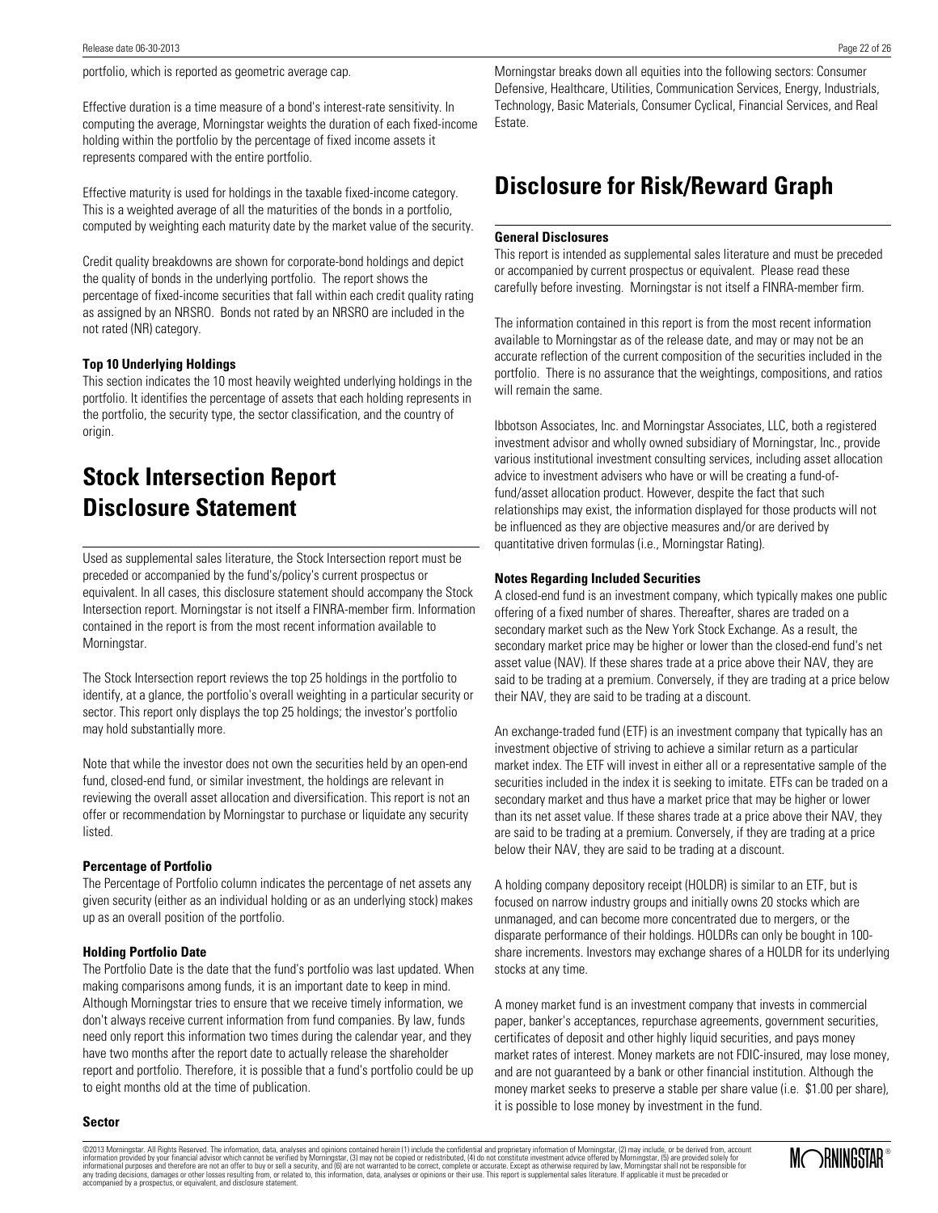portfolio, which is reported as geometric average cap.

Effective duration is a time measure of a bond's interest-rate sensitivity. In computing the average, Morningstar weights the duration of each fixed-income holding within the portfolio by the percentage of fixed income assets it represents compared with the entire portfolio.

Effective maturity is used for holdings in the taxable fixed-income category. This is a weighted average of all the maturities of the bonds in a portfolio, computed by weighting each maturity date by the market value of the security.

Credit quality breakdowns are shown for corporate-bond holdings and depict the quality of bonds in the underlying portfolio. The report shows the percentage of fixed-income securities that fall within each credit quality rating as assigned by an NRSRO. Bonds not rated by an NRSRO are included in the not rated (NR) category.

**Top 10 Underlying Holdings**
This section indicates the 10 most heavily weighted underlying holdings in the portfolio. It identifies the percentage of assets that each holding represents in the portfolio, the security type, the sector classification, and the country of origin.

# Stock Intersection Report Disclosure Statement

Used as supplemental sales literature, the Stock Intersection report must be preceded or accompanied by the fund's/policy's current prospectus or equivalent. In all cases, this disclosure statement should accompany the Stock Intersection report. Morningstar is not itself a FINRA-member firm. Information contained in the report is from the most recent information available to Morningstar.

The Stock Intersection report reviews the top 25 holdings in the portfolio to identify, at a glance, the portfolio's overall weighting in a particular security or sector. This report only displays the top 25 holdings; the investor's portfolio may hold substantially more.

Note that while the investor does not own the securities held by an open-end fund, closed-end fund, or similar investment, the holdings are relevant in reviewing the overall asset allocation and diversification. This report is not an offer or recommendation by Morningstar to purchase or liquidate any security listed.

**Percentage of Portfolio**
The Percentage of Portfolio column indicates the percentage of net assets any given security (either as an individual holding or as an underlying stock) makes up as an overall position of the portfolio.

**Holding Portfolio Date**
The Portfolio Date is the date that the fund's portfolio was last updated. When making comparisons among funds, it is an important date to keep in mind. Although Morningstar tries to ensure that we receive timely information, we don't always receive current information from fund companies. By law, funds need only report this information two times during the calendar year, and they have two months after the report date to actually release the shareholder report and portfolio. Therefore, it is possible that a fund's portfolio could be up to eight months old at the time of publication.

**Sector**
Morningstar breaks down all equities into the following sectors: Consumer Defensive, Healthcare, Utilities, Communication Services, Energy, Industrials, Technology, Basic Materials, Consumer Cyclical, Financial Services, and Real Estate.

# Disclosure for Risk/Reward Graph

**General Disclosures**
This report is intended as supplemental sales literature and must be preceded or accompanied by current prospectus or equivalent. Please read these carefully before investing. Morningstar is not itself a FINRA-member firm.

The information contained in this report is from the most recent information available to Morningstar as of the release date, and may or may not be an accurate reflection of the current composition of the securities included in the portfolio. There is no assurance that the weightings, compositions, and ratios will remain the same.

Ibbotson Associates, Inc. and Morningstar Associates, LLC, both a registered investment advisor and wholly owned subsidiary of Morningstar, Inc., provide various institutional investment consulting services, including asset allocation advice to investment advisers who have or will be creating a fund-of-fund/asset allocation product. However, despite the fact that such relationships may exist, the information displayed for those products will not be influenced as they are objective measures and/or are derived by quantitative driven formulas (i.e., Morningstar Rating).

**Notes Regarding Included Securities**
A closed-end fund is an investment company, which typically makes one public offering of a fixed number of shares. Thereafter, shares are traded on a secondary market such as the New York Stock Exchange. As a result, the secondary market price may be higher or lower than the closed-end fund's net asset value (NAV). If these shares trade at a price above their NAV, they are said to be trading at a premium. Conversely, if they are trading at a price below their NAV, they are said to be trading at a discount.

An exchange-traded fund (ETF) is an investment company that typically has an investment objective of striving to achieve a similar return as a particular market index. The ETF will invest in either all or a representative sample of the securities included in the index it is seeking to imitate. ETFs can be traded on a secondary market and thus have a market price that may be higher or lower than its net asset value. If these shares trade at a price above their NAV, they are said to be trading at a premium. Conversely, if they are trading at a price below their NAV, they are said to be trading at a discount.

A holding company depository receipt (HOLDR) is similar to an ETF, but is focused on narrow industry groups and initially owns 20 stocks which are unmanaged, and can become more concentrated due to mergers, or the disparate performance of their holdings. HOLDRs can only be bought in 100-share increments. Investors may exchange shares of a HOLDR for its underlying stocks at any time.

A money market fund is an investment company that invests in commercial paper, banker's acceptances, repurchase agreements, government securities, certificates of deposit and other highly liquid securities, and pays money market rates of interest. Money markets are not FDIC-insured, may lose money, and are not guaranteed by a bank or other financial institution. Although the money market seeks to preserve a stable per share value (i.e. $1.00 per share), it is possible to lose money by investment in the fund.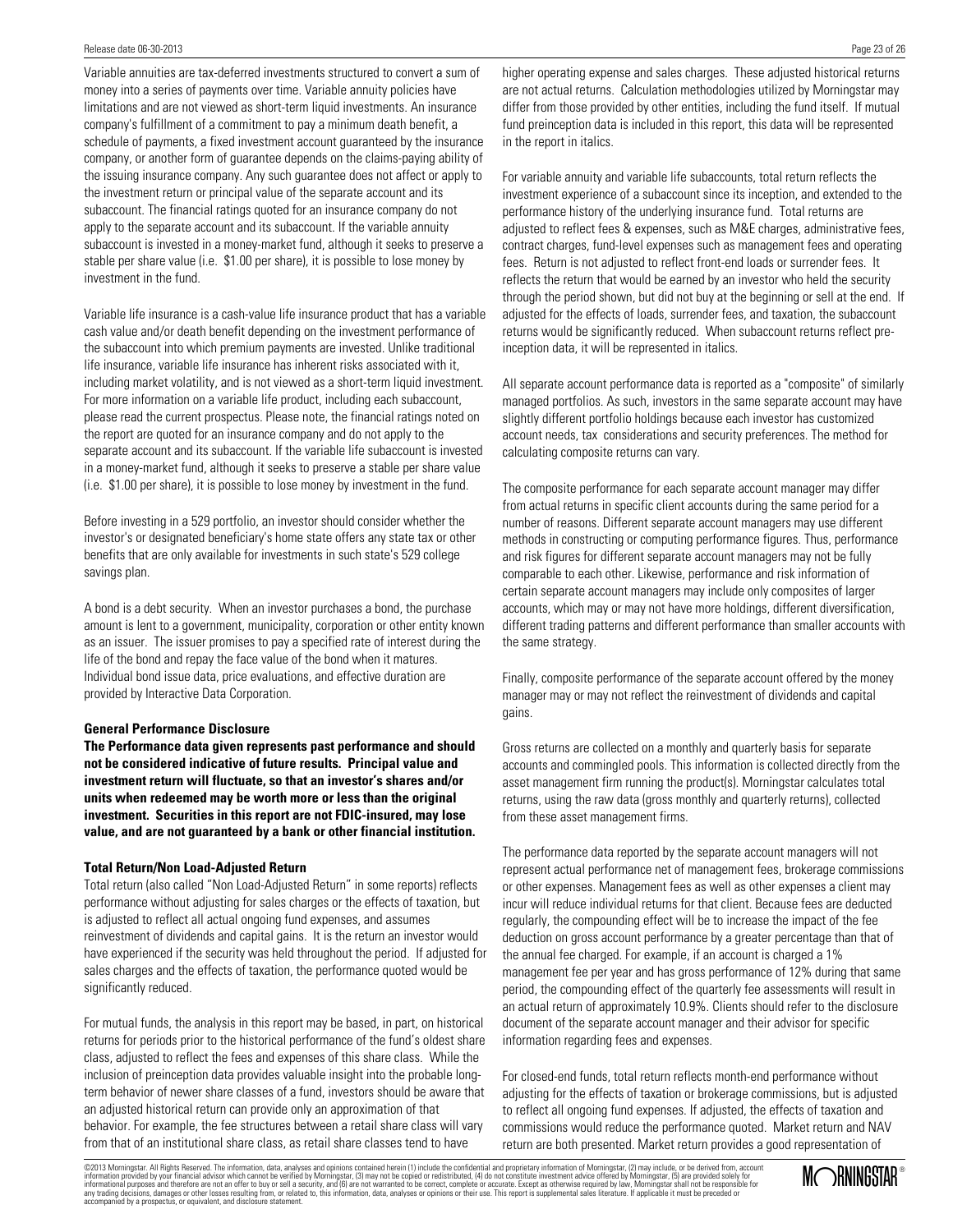Variable annuities are tax-deferred investments structured to convert a sum of money into a series of payments over time. Variable annuity policies have limitations and are not viewed as short-term liquid investments. An insurance company's fulfillment of a commitment to pay a minimum death benefit, a schedule of payments, a fixed investment account guaranteed by the insurance company, or another form of guarantee depends on the claims-paying ability of the issuing insurance company. Any such guarantee does not affect or apply to the investment return or principal value of the separate account and its subaccount. The financial ratings quoted for an insurance company do not apply to the separate account and its subaccount. If the variable annuity subaccount is invested in a money-market fund, although it seeks to preserve a stable per share value (i.e. $1.00 per share), it is possible to lose money by investment in the fund.

Variable life insurance is a cash-value life insurance product that has a variable cash value and/or death benefit depending on the investment performance of the subaccount into which premium payments are invested. Unlike traditional life insurance, variable life insurance has inherent risks associated with it, including market volatility, and is not viewed as a short-term liquid investment. For more information on a variable life product, including each subaccount, please read the current prospectus. Please note, the financial ratings noted on the report are quoted for an insurance company and do not apply to the separate account and its subaccount. If the variable life subaccount is invested in a money-market fund, although it seeks to preserve a stable per share value (i.e. $1.00 per share), it is possible to lose money by investment in the fund.

Before investing in a 529 portfolio, an investor should consider whether the investor's or designated beneficiary's home state offers any state tax or other benefits that are only available for investments in such state's 529 college savings plan.

A bond is a debt security. When an investor purchases a bond, the purchase amount is lent to a government, municipality, corporation or other entity known as an issuer. The issuer promises to pay a specified rate of interest during the life of the bond and repay the face value of the bond when it matures. Individual bond issue data, price evaluations, and effective duration are provided by Interactive Data Corporation.

**General Performance Disclosure**

**The Performance data given represents past performance and should not be considered indicative of future results. Principal value and investment return will fluctuate, so that an investor's shares and/or units when redeemed may be worth more or less than the original investment. Securities in this report are not FDIC-insured, may lose value, and are not guaranteed by a bank or other financial institution.**

**Total Return/Non Load-Adjusted Return**

Total return (also called "Non Load-Adjusted Return" in some reports) reflects performance without adjusting for sales charges or the effects of taxation, but is adjusted to reflect all actual ongoing fund expenses, and assumes reinvestment of dividends and capital gains. It is the return an investor would have experienced if the security was held throughout the period. If adjusted for sales charges and the effects of taxation, the performance quoted would be significantly reduced.

For mutual funds, the analysis in this report may be based, in part, on historical returns for periods prior to the historical performance of the fund's oldest share class, adjusted to reflect the fees and expenses of this share class. While the inclusion of preinception data provides valuable insight into the probable long-term behavior of newer share classes of a fund, investors should be aware that an adjusted historical return can provide only an approximation of that behavior. For example, the fee structures between a retail share class will vary from that of an institutional share class, as retail share classes tend to have higher operating expense and sales charges. These adjusted historical returns are not actual returns. Calculation methodologies utilized by Morningstar may differ from those provided by other entities, including the fund itself. If mutual fund preinception data is included in this report, this data will be represented in the report in italics.

For variable annuity and variable life subaccounts, total return reflects the investment experience of a subaccount since its inception, and extended to the performance history of the underlying insurance fund. Total returns are adjusted to reflect fees & expenses, such as M&E charges, administrative fees, contract charges, fund-level expenses such as management fees and operating fees. Return is not adjusted to reflect front-end loads or surrender fees. It reflects the return that would be earned by an investor who held the security through the period shown, but did not buy at the beginning or sell at the end. If adjusted for the effects of loads, surrender fees, and taxation, the subaccount returns would be significantly reduced. When subaccount returns reflect pre-inception data, it will be represented in italics.

All separate account performance data is reported as a "composite" of similarly managed portfolios. As such, investors in the same separate account may have slightly different portfolio holdings because each investor has customized account needs, tax considerations and security preferences. The method for calculating composite returns can vary.

The composite performance for each separate account manager may differ from actual returns in specific client accounts during the same period for a number of reasons. Different separate account managers may use different methods in constructing or computing performance figures. Thus, performance and risk figures for different separate account managers may not be fully comparable to each other. Likewise, performance and risk information of certain separate account managers may include only composites of larger accounts, which may or may not have more holdings, different diversification, different trading patterns and different performance than smaller accounts with the same strategy.

Finally, composite performance of the separate account offered by the money manager may or may not reflect the reinvestment of dividends and capital gains.

Gross returns are collected on a monthly and quarterly basis for separate accounts and commingled pools. This information is collected directly from the asset management firm running the product(s). Morningstar calculates total returns, using the raw data (gross monthly and quarterly returns), collected from these asset management firms.

The performance data reported by the separate account managers will not represent actual performance net of management fees, brokerage commissions or other expenses. Management fees as well as other expenses a client may incur will reduce individual returns for that client. Because fees are deducted regularly, the compounding effect will be to increase the impact of the fee deduction on gross account performance by a greater percentage than that of the annual fee charged. For example, if an account is charged a 1% management fee per year and has gross performance of 12% during that same period, the compounding effect of the quarterly fee assessments will result in an actual return of approximately 10.9%. Clients should refer to the disclosure document of the separate account manager and their advisor for specific information regarding fees and expenses.

For closed-end funds, total return reflects month-end performance without adjusting for the effects of taxation or brokerage commissions, but is adjusted to reflect all ongoing fund expenses. If adjusted, the effects of taxation and commissions would reduce the performance quoted. Market return and NAV return are both presented. Market return provides a good representation of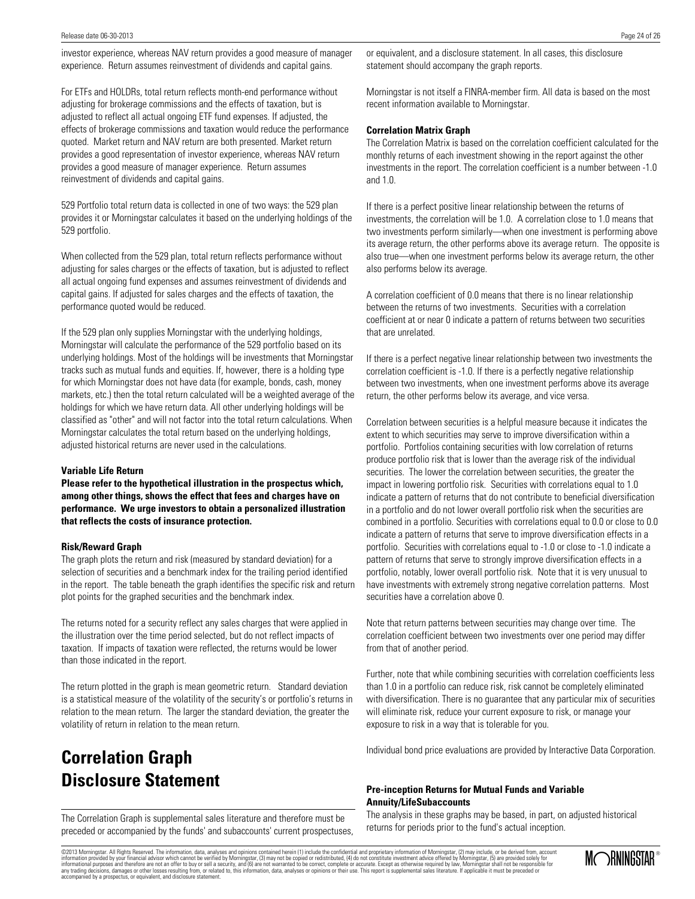investor experience, whereas NAV return provides a good measure of manager experience. Return assumes reinvestment of dividends and capital gains.

For ETFs and HOLDRs, total return reflects month-end performance without adjusting for brokerage commissions and the effects of taxation, but is adjusted to reflect all actual ongoing ETF fund expenses. If adjusted, the effects of brokerage commissions and taxation would reduce the performance quoted. Market return and NAV return are both presented. Market return provides a good representation of investor experience, whereas NAV return provides a good measure of manager experience. Return assumes reinvestment of dividends and capital gains.

529 Portfolio total return data is collected in one of two ways: the 529 plan provides it or Morningstar calculates it based on the underlying holdings of the 529 portfolio.

When collected from the 529 plan, total return reflects performance without adjusting for sales charges or the effects of taxation, but is adjusted to reflect all actual ongoing fund expenses and assumes reinvestment of dividends and capital gains. If adjusted for sales charges and the effects of taxation, the performance quoted would be reduced.

If the 529 plan only supplies Morningstar with the underlying holdings, Morningstar will calculate the performance of the 529 portfolio based on its underlying holdings. Most of the holdings will be investments that Morningstar tracks such as mutual funds and equities. If, however, there is a holding type for which Morningstar does not have data (for example, bonds, cash, money markets, etc.) then the total return calculated will be a weighted average of the holdings for which we have return data. All other underlying holdings will be classified as "other" and will not factor into the total return calculations. When Morningstar calculates the total return based on the underlying holdings, adjusted historical returns are never used in the calculations.

**Variable Life Return**

**Please refer to the hypothetical illustration in the prospectus which, among other things, shows the effect that fees and charges have on performance. We urge investors to obtain a personalized illustration that reflects the costs of insurance protection.**

**Risk/Reward Graph**

The graph plots the return and risk (measured by standard deviation) for a selection of securities and a benchmark index for the trailing period identified in the report. The table beneath the graph identifies the specific risk and return plot points for the graphed securities and the benchmark index.

The returns noted for a security reflect any sales charges that were applied in the illustration over the time period selected, but do not reflect impacts of taxation. If impacts of taxation were reflected, the returns would be lower than those indicated in the report.

The return plotted in the graph is mean geometric return. Standard deviation is a statistical measure of the volatility of the security's or portfolio's returns in relation to the mean return. The larger the standard deviation, the greater the volatility of return in relation to the mean return.

# Correlation Graph Disclosure Statement

The Correlation Graph is supplemental sales literature and therefore must be preceded or accompanied by the funds' and subaccounts' current prospectuses, or equivalent, and a disclosure statement. In all cases, this disclosure statement should accompany the graph reports.

Morningstar is not itself a FINRA-member firm. All data is based on the most recent information available to Morningstar.

**Correlation Matrix Graph**

The Correlation Matrix is based on the correlation coefficient calculated for the monthly returns of each investment showing in the report against the other investments in the report. The correlation coefficient is a number between -1.0 and 1.0.

If there is a perfect positive linear relationship between the returns of investments, the correlation will be 1.0. A correlation close to 1.0 means that two investments perform similarly—when one investment is performing above its average return, the other performs above its average return. The opposite is also true—when one investment performs below its average return, the other also performs below its average.

A correlation coefficient of 0.0 means that there is no linear relationship between the returns of two investments. Securities with a correlation coefficient at or near 0 indicate a pattern of returns between two securities that are unrelated.

If there is a perfect negative linear relationship between two investments the correlation coefficient is -1.0. If there is a perfectly negative relationship between two investments, when one investment performs above its average return, the other performs below its average, and vice versa.

Correlation between securities is a helpful measure because it indicates the extent to which securities may serve to improve diversification within a portfolio. Portfolios containing securities with low correlation of returns produce portfolio risk that is lower than the average risk of the individual securities. The lower the correlation between securities, the greater the impact in lowering portfolio risk. Securities with correlations equal to 1.0 indicate a pattern of returns that do not contribute to beneficial diversification in a portfolio and do not lower overall portfolio risk when the securities are combined in a portfolio. Securities with correlations equal to 0.0 or close to 0.0 indicate a pattern of returns that serve to improve diversification effects in a portfolio. Securities with correlations equal to -1.0 or close to -1.0 indicate a pattern of returns that serve to strongly improve diversification effects in a portfolio, notably, lower overall portfolio risk. Note that it is very unusual to have investments with extremely strong negative correlation patterns. Most securities have a correlation above 0.

Note that return patterns between securities may change over time. The correlation coefficient between two investments over one period may differ from that of another period.

Further, note that while combining securities with correlation coefficients less than 1.0 in a portfolio can reduce risk, risk cannot be completely eliminated with diversification. There is no guarantee that any particular mix of securities will eliminate risk, reduce your current exposure to risk, or manage your exposure to risk in a way that is tolerable for you.

Individual bond price evaluations are provided by Interactive Data Corporation.

**Pre-inception Returns for Mutual Funds and Variable Annuity/LifeSubaccounts**

The analysis in these graphs may be based, in part, on adjusted historical returns for periods prior to the fund's actual inception.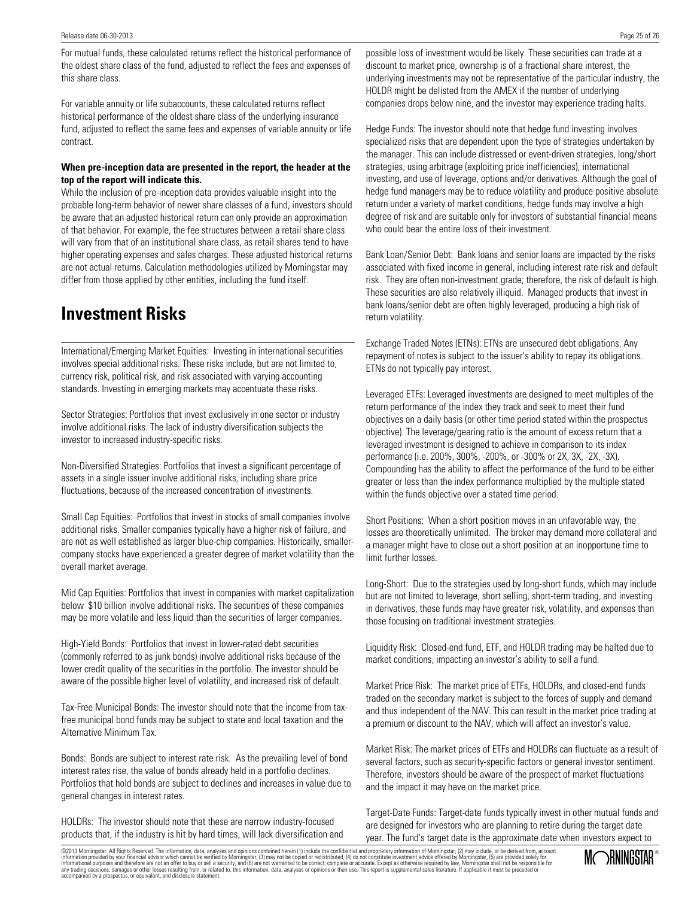For mutual funds, these calculated returns reflect the historical performance of the oldest share class of the fund, adjusted to reflect the fees and expenses of this share class.

For variable annuity or life subaccounts, these calculated returns reflect historical performance of the oldest share class of the underlying insurance fund, adjusted to reflect the same fees and expenses of variable annuity or life contract.

**When pre-inception data are presented in the report, the header at the top of the report will indicate this.**

While the inclusion of pre-inception data provides valuable insight into the probable long-term behavior of newer share classes of a fund, investors should be aware that an adjusted historical return can only provide an approximation of that behavior. For example, the fee structures between a retail share class will vary from that of an institutional share class, as retail shares tend to have higher operating expenses and sales charges. These adjusted historical returns are not actual returns. Calculation methodologies utilized by Morningstar may differ from those applied by other entities, including the fund itself.

# Investment Risks

International/Emerging Market Equities: Investing in international securities involves special additional risks. These risks include, but are not limited to, currency risk, political risk, and risk associated with varying accounting standards. Investing in emerging markets may accentuate these risks.

Sector Strategies: Portfolios that invest exclusively in one sector or industry involve additional risks. The lack of industry diversification subjects the investor to increased industry-specific risks.

Non-Diversified Strategies: Portfolios that invest a significant percentage of assets in a single issuer involve additional risks, including share price fluctuations, because of the increased concentration of investments.

Small Cap Equities: Portfolios that invest in stocks of small companies involve additional risks. Smaller companies typically have a higher risk of failure, and are not as well established as larger blue-chip companies. Historically, smaller-company stocks have experienced a greater degree of market volatility than the overall market average.

Mid Cap Equities: Portfolios that invest in companies with market capitalization below $10 billion involve additional risks. The securities of these companies may be more volatile and less liquid than the securities of larger companies.

High-Yield Bonds: Portfolios that invest in lower-rated debt securities (commonly referred to as junk bonds) involve additional risks because of the lower credit quality of the securities in the portfolio. The investor should be aware of the possible higher level of volatility, and increased risk of default.

Tax-Free Municipal Bonds: The investor should note that the income from tax-free municipal bond funds may be subject to state and local taxation and the Alternative Minimum Tax.

Bonds: Bonds are subject to interest rate risk. As the prevailing level of bond interest rates rise, the value of bonds already held in a portfolio declines. Portfolios that hold bonds are subject to declines and increases in value due to general changes in interest rates.

HOLDRs: The investor should note that these are narrow industry-focused products that, if the industry is hit by hard times, will lack diversification and possible loss of investment would be likely. These securities can trade at a discount to market price, ownership is of a fractional share interest, the underlying investments may not be representative of the particular industry, the HOLDR might be delisted from the AMEX if the number of underlying companies drops below nine, and the investor may experience trading halts.

Hedge Funds: The investor should note that hedge fund investing involves specialized risks that are dependent upon the type of strategies undertaken by the manager. This can include distressed or event-driven strategies, long/short strategies, using arbitrage (exploiting price inefficiencies), international investing, and use of leverage, options and/or derivatives. Although the goal of hedge fund managers may be to reduce volatility and produce positive absolute return under a variety of market conditions, hedge funds may involve a high degree of risk and are suitable only for investors of substantial financial means who could bear the entire loss of their investment.

Bank Loan/Senior Debt: Bank loans and senior loans are impacted by the risks associated with fixed income in general, including interest rate risk and default risk. They are often non-investment grade; therefore, the risk of default is high. These securities are also relatively illiquid. Managed products that invest in bank loans/senior debt are often highly leveraged, producing a high risk of return volatility.

Exchange Traded Notes (ETNs): ETNs are unsecured debt obligations. Any repayment of notes is subject to the issuer's ability to repay its obligations. ETNs do not typically pay interest.

Leveraged ETFs: Leveraged investments are designed to meet multiples of the return performance of the index they track and seek to meet their fund objectives on a daily basis (or other time period stated within the prospectus objective). The leverage/gearing ratio is the amount of excess return that a leveraged investment is designed to achieve in comparison to its index performance (i.e. 200%, 300%, -200%, or -300% or 2X, 3X, -2X, -3X). Compounding has the ability to affect the performance of the fund to be either greater or less than the index performance multiplied by the multiple stated within the funds objective over a stated time period.

Short Positions: When a short position moves in an unfavorable way, the losses are theoretically unlimited. The broker may demand more collateral and a manager might have to close out a short position at an inopportune time to limit further losses.

Long-Short: Due to the strategies used by long-short funds, which may include but are not limited to leverage, short selling, short-term trading, and investing in derivatives, these funds may have greater risk, volatility, and expenses than those focusing on traditional investment strategies.

Liquidity Risk: Closed-end fund, ETF, and HOLDR trading may be halted due to market conditions, impacting an investor's ability to sell a fund.

Market Price Risk: The market price of ETFs, HOLDRs, and closed-end funds traded on the secondary market is subject to the forces of supply and demand and thus independent of the NAV. This can result in the market price trading at a premium or discount to the NAV, which will affect an investor's value.

Market Risk: The market prices of ETFs and HOLDRs can fluctuate as a result of several factors, such as security-specific factors or general investor sentiment. Therefore, investors should be aware of the prospect of market fluctuations and the impact it may have on the market price.

Target-Date Funds: Target-date funds typically invest in other mutual funds and are designed for investors who are planning to retire during the target date year. The fund's target date is the approximate date when investors expect to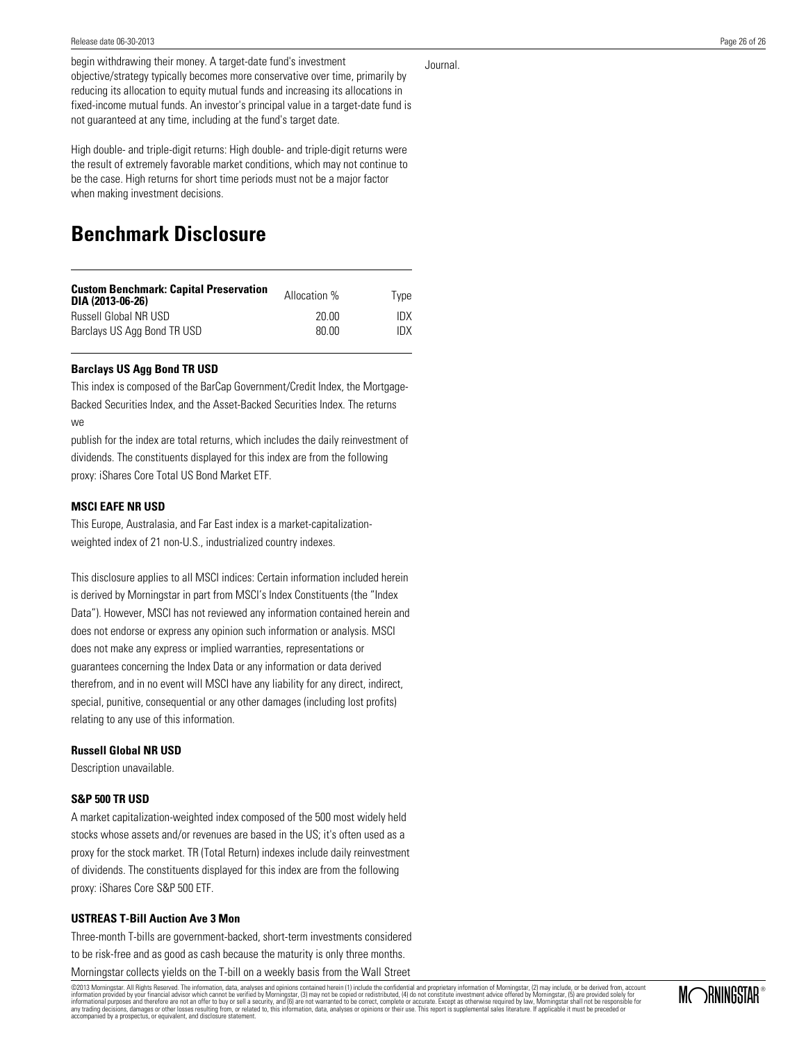begin withdrawing their money. A target-date fund's investment objective/strategy typically becomes more conservative over time, primarily by reducing its allocation to equity mutual funds and increasing its allocations in fixed-income mutual funds. An investor's principal value in a target-date fund is not guaranteed at any time, including at the fund's target date.

High double- and triple-digit returns: High double- and triple-digit returns were the result of extremely favorable market conditions, which may not continue to be the case. High returns for short time periods must not be a major factor when making investment decisions.

# Benchmark Disclosure

| **Custom Benchmark: Capital Preservation DIA (2013-06-26)** | Allocation % | Type |
|---|---|---|
| Russell Global NR USD | 20.00 | IDX |
| Barclays US Agg Bond TR USD | 80.00 | IDX |

**Barclays US Agg Bond TR USD**

This index is composed of the BarCap Government/Credit Index, the Mortgage-Backed Securities Index, and the Asset-Backed Securities Index. The returns we

publish for the index are total returns, which includes the daily reinvestment of dividends. The constituents displayed for this index are from the following proxy: iShares Core Total US Bond Market ETF.

**MSCI EAFE NR USD**

This Europe, Australasia, and Far East index is a market-capitalization-weighted index of 21 non-U.S., industrialized country indexes.

This disclosure applies to all MSCI indices: Certain information included herein is derived by Morningstar in part from MSCI's Index Constituents (the "Index Data"). However, MSCI has not reviewed any information contained herein and does not endorse or express any opinion such information or analysis. MSCI does not make any express or implied warranties, representations or guarantees concerning the Index Data or any information or data derived therefrom, and in no event will MSCI have any liability for any direct, indirect, special, punitive, consequential or any other damages (including lost profits) relating to any use of this information.

**Russell Global NR USD**

Description unavailable.

**S&P 500 TR USD**

A market capitalization-weighted index composed of the 500 most widely held stocks whose assets and/or revenues are based in the US; it's often used as a proxy for the stock market. TR (Total Return) indexes include daily reinvestment of dividends. The constituents displayed for this index are from the following proxy: iShares Core S&P 500 ETF.

**USTREAS T-Bill Auction Ave 3 Mon**

Three-month T-bills are government-backed, short-term investments considered to be risk-free and as good as cash because the maturity is only three months. Morningstar collects yields on the T-bill on a weekly basis from the Wall Street Journal.